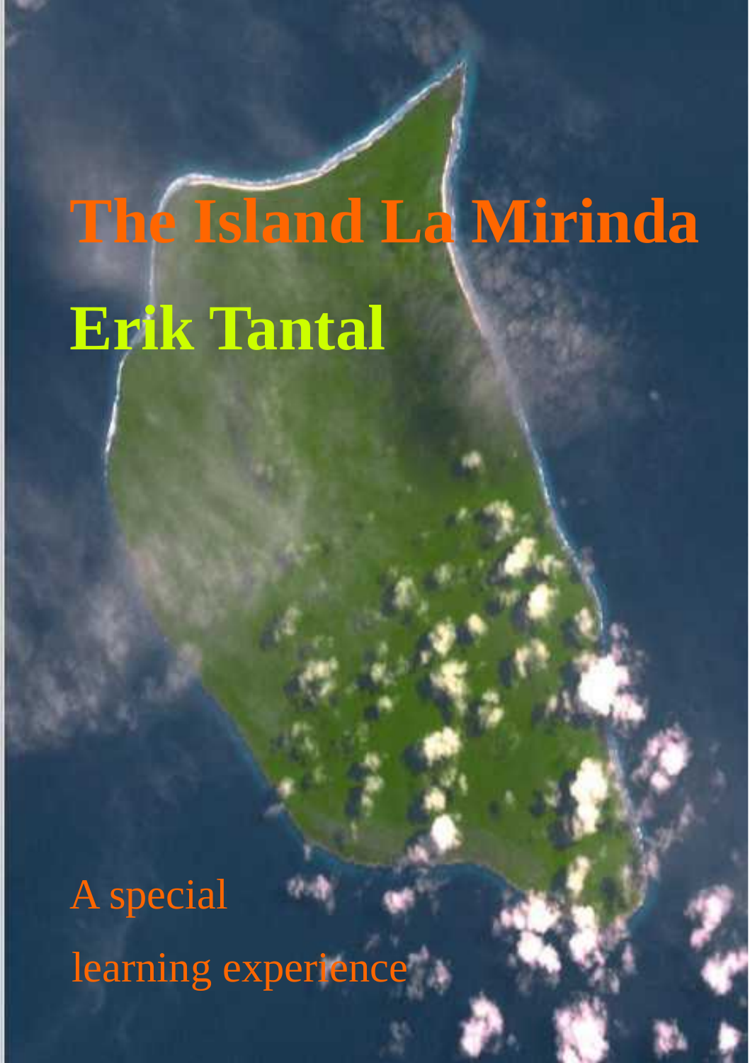# The Island La Mirinda

## Erik Tantal

A special

learning experience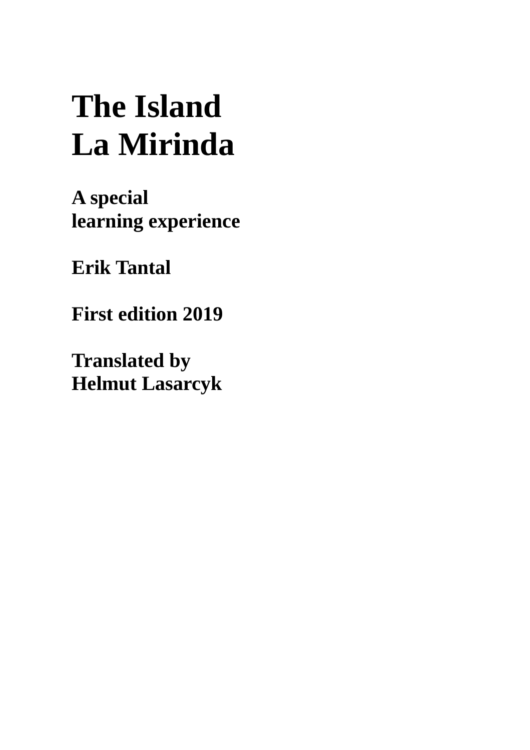# The Island
# La Mirinda

**A special**
**learning experience**

**Erik Tantal**

**First edition 2019**

**Translated by**
**Helmut Lasarcyk**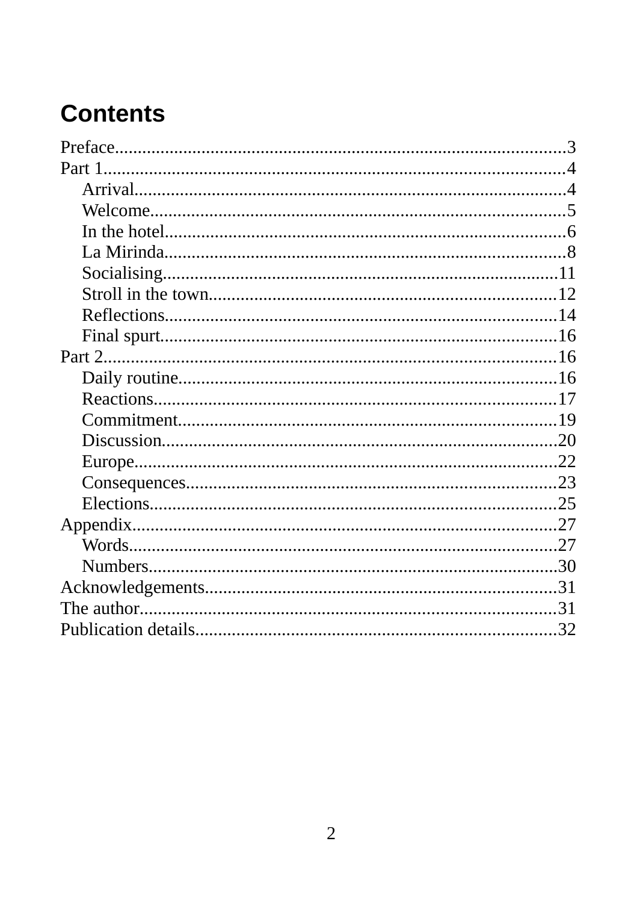# Contents

- Preface....................3
- Part 1....................4
  - Arrival....................4
  - Welcome....................5
  - In the hotel....................6
  - La Mirinda....................8
  - Socialising....................11
  - Stroll in the town....................12
  - Reflections....................14
  - Final spurt....................16
- Part 2....................16
  - Daily routine....................16
  - Reactions....................17
  - Commitment....................19
  - Discussion....................20
  - Europe....................22
  - Consequences....................23
  - Elections....................25
- Appendix....................27
  - Words....................27
  - Numbers....................30
- Acknowledgements....................31
- The author....................31
- Publication details....................32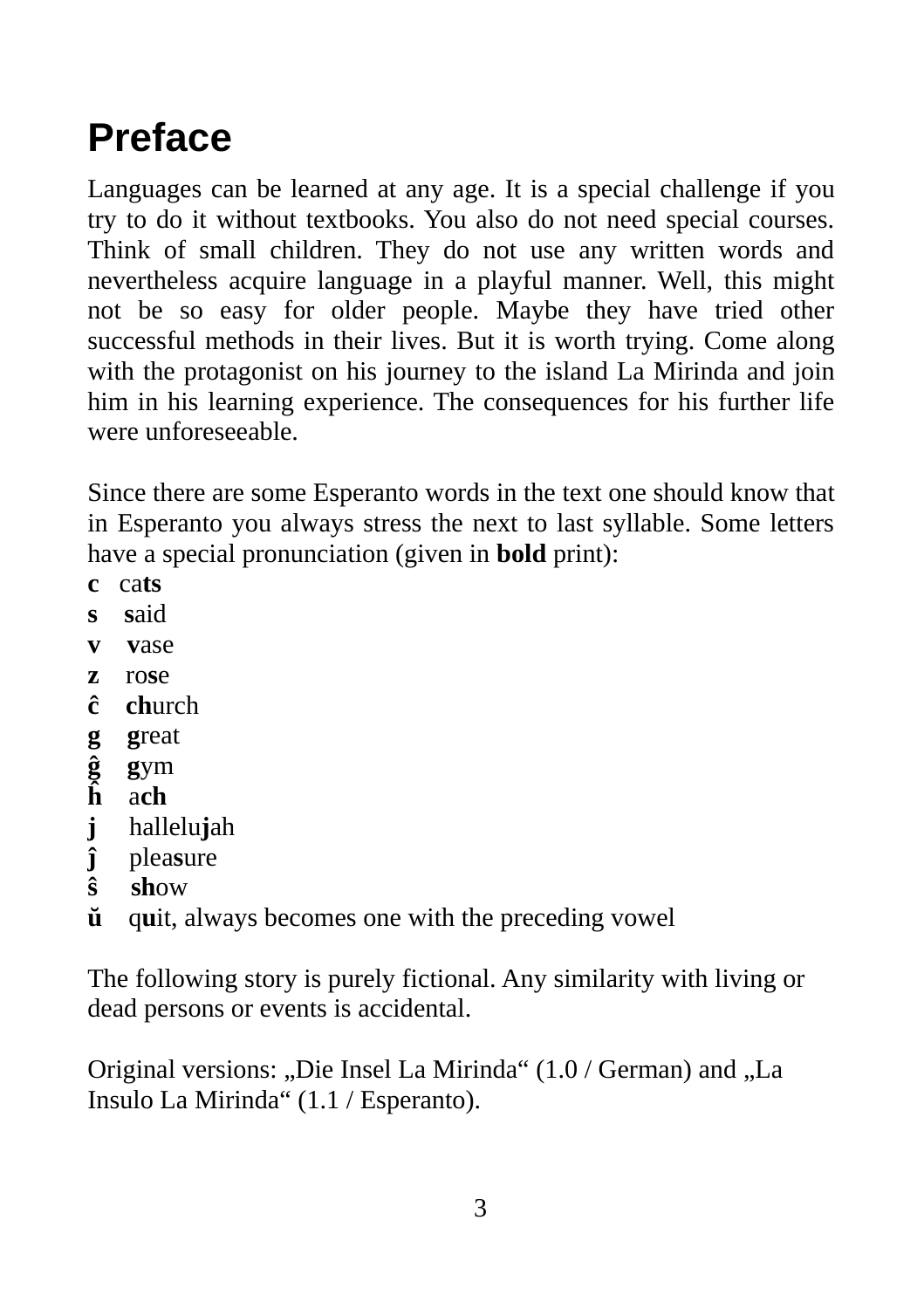# Preface

Languages can be learned at any age. It is a special challenge if you try to do it without textbooks. You also do not need special courses. Think of small children. They do not use any written words and nevertheless acquire language in a playful manner. Well, this might not be so easy for older people. Maybe they have tried other successful methods in their lives. But it is worth trying. Come along with the protagonist on his journey to the island La Mirinda and join him in his learning experience. The consequences for his further life were unforeseeable.

Since there are some Esperanto words in the text one should know that in Esperanto you always stress the next to last syllable. Some letters have a special pronunciation (given in **bold** print):

**c** ca**ts**  
**s** **s**aid  
**v** **v**ase  
**z** ro**s**e  
**ĉ** **ch**urch  
**g** **g**reat  
**ĝ** **g**ym  
**ĥ** a**ch**  
**j** hallelu**j**ah  
**ĵ** plea**s**ure  
**ŝ** **sh**ow  
**ŭ** q**u**it, always becomes one with the preceding vowel

The following story is purely fictional. Any similarity with living or dead persons or events is accidental.

Original versions: „Die Insel La Mirinda“ (1.0 / German) and „La Insulo La Mirinda“ (1.1 / Esperanto).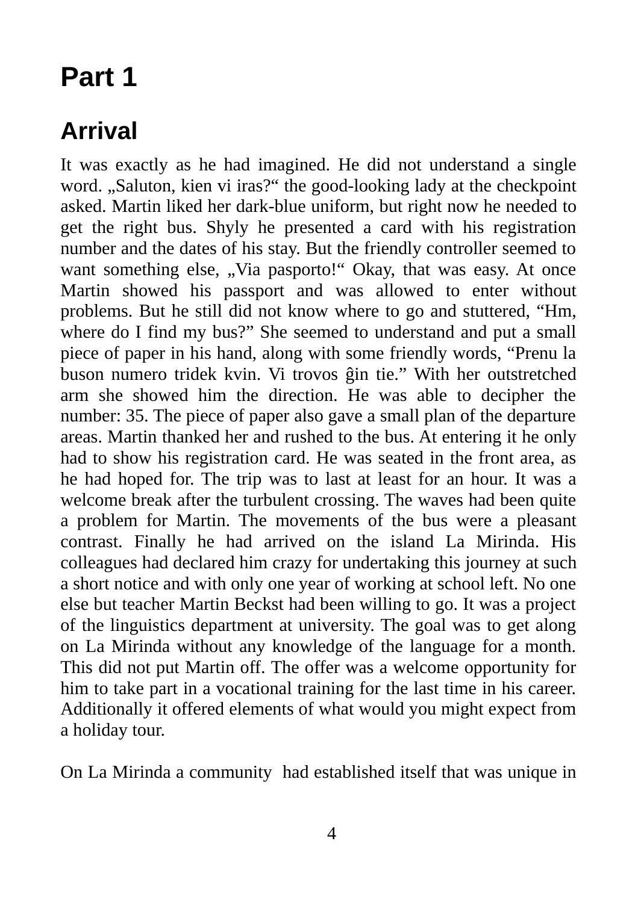# Part 1

## Arrival

It was exactly as he had imagined. He did not understand a single word. „Saluton, kien vi iras?“ the good-looking lady at the checkpoint asked. Martin liked her dark-blue uniform, but right now he needed to get the right bus. Shyly he presented a card with his registration number and the dates of his stay. But the friendly controller seemed to want something else, „Via pasporto!“ Okay, that was easy. At once Martin showed his passport and was allowed to enter without problems. But he still did not know where to go and stuttered, “Hm, where do I find my bus?” She seemed to understand and put a small piece of paper in his hand, along with some friendly words, “Prenu la buson numero tridek kvin. Vi trovos ĝin tie.” With her outstretched arm she showed him the direction. He was able to decipher the number: 35. The piece of paper also gave a small plan of the departure areas. Martin thanked her and rushed to the bus. At entering it he only had to show his registration card. He was seated in the front area, as he had hoped for. The trip was to last at least for an hour. It was a welcome break after the turbulent crossing. The waves had been quite a problem for Martin. The movements of the bus were a pleasant contrast. Finally he had arrived on the island La Mirinda. His colleagues had declared him crazy for undertaking this journey at such a short notice and with only one year of working at school left. No one else but teacher Martin Beckst had been willing to go. It was a project of the linguistics department at university. The goal was to get along on La Mirinda without any knowledge of the language for a month. This did not put Martin off. The offer was a welcome opportunity for him to take part in a vocational training for the last time in his career. Additionally it offered elements of what would you might expect from a holiday tour.

On La Mirinda a community had established itself that was unique in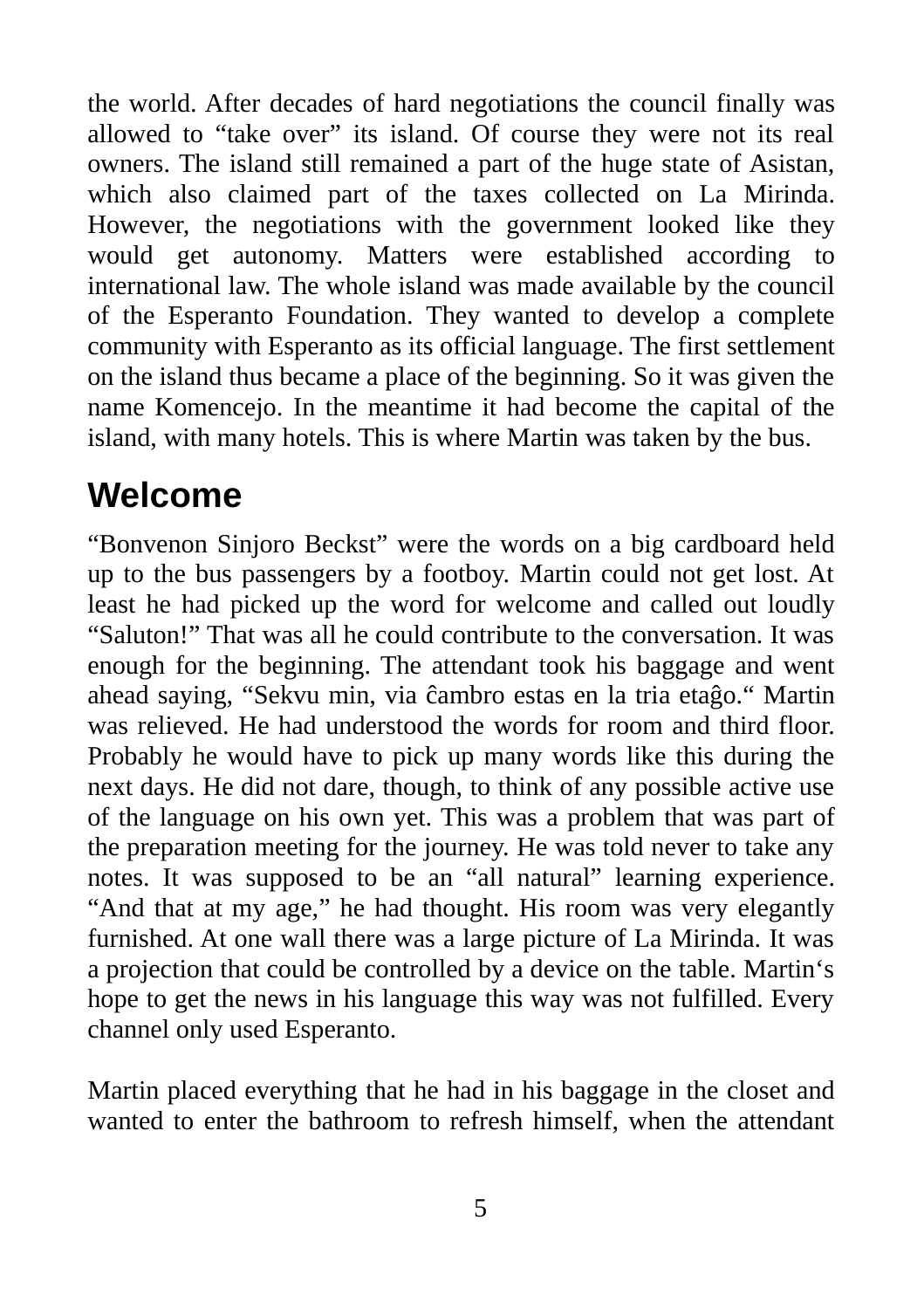the world. After decades of hard negotiations the council finally was allowed to “take over” its island. Of course they were not its real owners. The island still remained a part of the huge state of Asistan, which also claimed part of the taxes collected on La Mirinda. However, the negotiations with the government looked like they would get autonomy. Matters were established according to international law. The whole island was made available by the council of the Esperanto Foundation. They wanted to develop a complete community with Esperanto as its official language. The first settlement on the island thus became a place of the beginning. So it was given the name Komencejo. In the meantime it had become the capital of the island, with many hotels. This is where Martin was taken by the bus.

## Welcome

“Bonvenon Sinjoro Beckst” were the words on a big cardboard held up to the bus passengers by a footboy. Martin could not get lost. At least he had picked up the word for welcome and called out loudly “Saluton!” That was all he could contribute to the conversation. It was enough for the beginning. The attendant took his baggage and went ahead saying, “Sekvu min, via ĉambro estas en la tria etaĝo.“ Martin was relieved. He had understood the words for room and third floor. Probably he would have to pick up many words like this during the next days. He did not dare, though, to think of any possible active use of the language on his own yet. This was a problem that was part of the preparation meeting for the journey. He was told never to take any notes. It was supposed to be an “all natural” learning experience. “And that at my age,” he had thought. His room was very elegantly furnished. At one wall there was a large picture of La Mirinda. It was a projection that could be controlled by a device on the table. Martin‘s hope to get the news in his language this way was not fulfilled. Every channel only used Esperanto.

Martin placed everything that he had in his baggage in the closet and wanted to enter the bathroom to refresh himself, when the attendant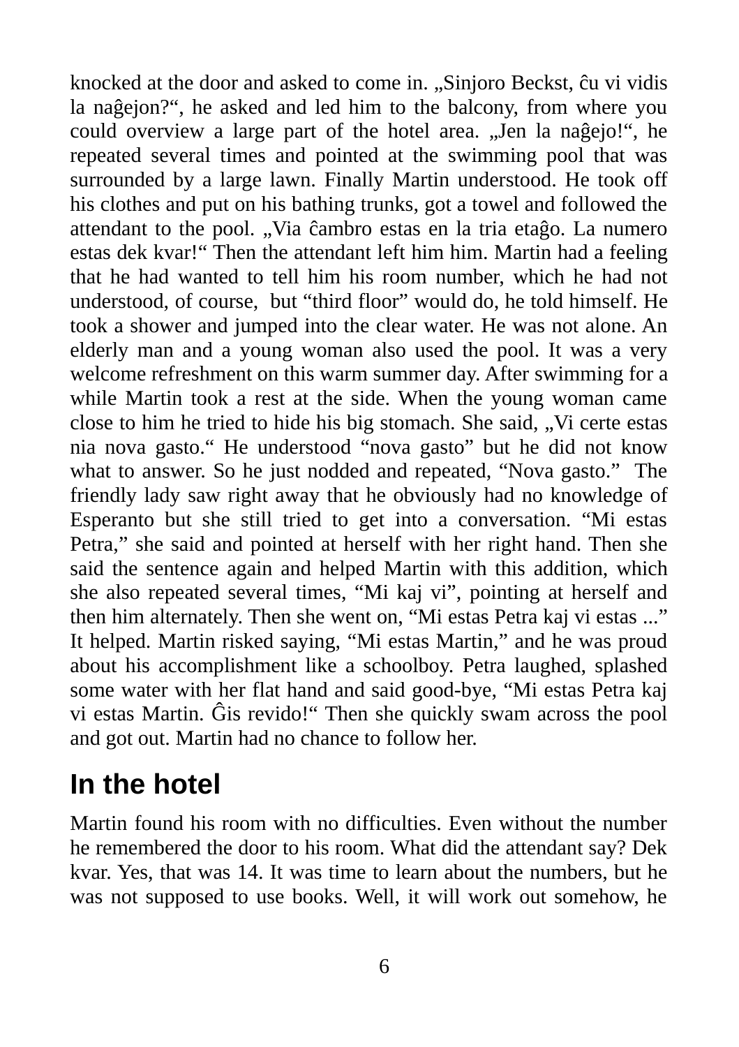knocked at the door and asked to come in. „Sinjoro Beckst, ĉu vi vidis la naĝejon?“, he asked and led him to the balcony, from where you could overview a large part of the hotel area. „Jen la naĝejo!“, he repeated several times and pointed at the swimming pool that was surrounded by a large lawn. Finally Martin understood. He took off his clothes and put on his bathing trunks, got a towel and followed the attendant to the pool. „Via ĉambro estas en la tria etaĝo. La numero estas dek kvar!“ Then the attendant left him him. Martin had a feeling that he had wanted to tell him his room number, which he had not understood, of course, but “third floor” would do, he told himself. He took a shower and jumped into the clear water. He was not alone. An elderly man and a young woman also used the pool. It was a very welcome refreshment on this warm summer day. After swimming for a while Martin took a rest at the side. When the young woman came close to him he tried to hide his big stomach. She said, „Vi certe estas nia nova gasto.“ He understood “nova gasto” but he did not know what to answer. So he just nodded and repeated, “Nova gasto.” The friendly lady saw right away that he obviously had no knowledge of Esperanto but she still tried to get into a conversation. “Mi estas Petra,” she said and pointed at herself with her right hand. Then she said the sentence again and helped Martin with this addition, which she also repeated several times, “Mi kaj vi”, pointing at herself and then him alternately. Then she went on, “Mi estas Petra kaj vi estas ...” It helped. Martin risked saying, “Mi estas Martin,” and he was proud about his accomplishment like a schoolboy. Petra laughed, splashed some water with her flat hand and said good-bye, “Mi estas Petra kaj vi estas Martin. Ĝis revido!“ Then she quickly swam across the pool and got out. Martin had no chance to follow her.

## In the hotel

Martin found his room with no difficulties. Even without the number he remembered the door to his room. What did the attendant say? Dek kvar. Yes, that was 14. It was time to learn about the numbers, but he was not supposed to use books. Well, it will work out somehow, he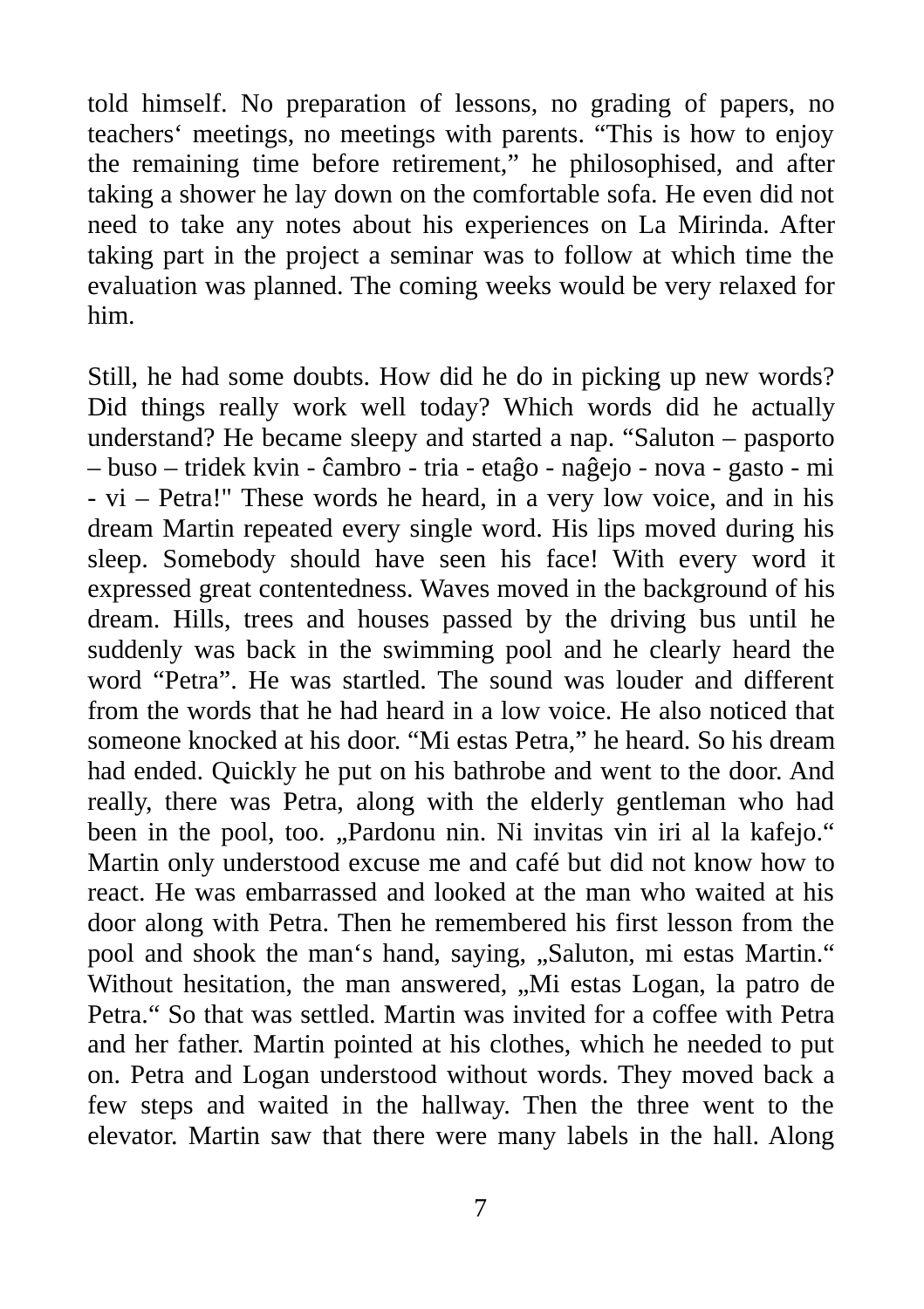told himself. No preparation of lessons, no grading of papers, no teachers‘ meetings, no meetings with parents. “This is how to enjoy the remaining time before retirement,” he philosophised, and after taking a shower he lay down on the comfortable sofa. He even did not need to take any notes about his experiences on La Mirinda. After taking part in the project a seminar was to follow at which time the evaluation was planned. The coming weeks would be very relaxed for him.

Still, he had some doubts. How did he do in picking up new words? Did things really work well today? Which words did he actually understand? He became sleepy and started a nap. “Saluton – pasporto – buso – tridek kvin - ĉambro - tria - etaĝo - naĝejo - nova - gasto - mi - vi – Petra!" These words he heard, in a very low voice, and in his dream Martin repeated every single word. His lips moved during his sleep. Somebody should have seen his face! With every word it expressed great contentedness. Waves moved in the background of his dream. Hills, trees and houses passed by the driving bus until he suddenly was back in the swimming pool and he clearly heard the word “Petra”. He was startled. The sound was louder and different from the words that he had heard in a low voice. He also noticed that someone knocked at his door. “Mi estas Petra,” he heard. So his dream had ended. Quickly he put on his bathrobe and went to the door. And really, there was Petra, along with the elderly gentleman who had been in the pool, too. „Pardonu nin. Ni invitas vin iri al la kafejo.“ Martin only understood excuse me and café but did not know how to react. He was embarrassed and looked at the man who waited at his door along with Petra. Then he remembered his first lesson from the pool and shook the man‘s hand, saying, „Saluton, mi estas Martin.“ Without hesitation, the man answered, „Mi estas Logan, la patro de Petra.“ So that was settled. Martin was invited for a coffee with Petra and her father. Martin pointed at his clothes, which he needed to put on. Petra and Logan understood without words. They moved back a few steps and waited in the hallway. Then the three went to the elevator. Martin saw that there were many labels in the hall. Along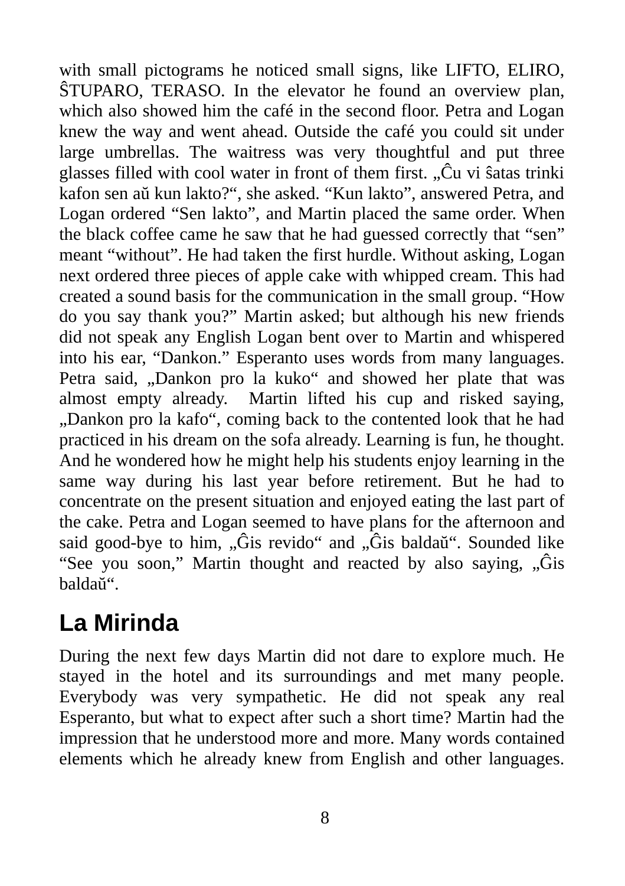with small pictograms he noticed small signs, like LIFTO, ELIRO, ŜTUPARO, TERASO. In the elevator he found an overview plan, which also showed him the café in the second floor. Petra and Logan knew the way and went ahead. Outside the café you could sit under large umbrellas. The waitress was very thoughtful and put three glasses filled with cool water in front of them first. „Ĉu vi ŝatas trinki kafon sen aŭ kun lakto?“, she asked. “Kun lakto”, answered Petra, and Logan ordered “Sen lakto”, and Martin placed the same order. When the black coffee came he saw that he had guessed correctly that “sen” meant “without”. He had taken the first hurdle. Without asking, Logan next ordered three pieces of apple cake with whipped cream. This had created a sound basis for the communication in the small group. “How do you say thank you?” Martin asked; but although his new friends did not speak any English Logan bent over to Martin and whispered into his ear, “Dankon.” Esperanto uses words from many languages. Petra said, „Dankon pro la kuko“ and showed her plate that was almost empty already. Martin lifted his cup and risked saying, „Dankon pro la kafo“, coming back to the contented look that he had practiced in his dream on the sofa already. Learning is fun, he thought. And he wondered how he might help his students enjoy learning in the same way during his last year before retirement. But he had to concentrate on the present situation and enjoyed eating the last part of the cake. Petra and Logan seemed to have plans for the afternoon and said good-bye to him, „Ĝis revido“ and „Ĝis baldaŭ“. Sounded like “See you soon,” Martin thought and reacted by also saying, „Ĝis baldaŭ“.

## La Mirinda

During the next few days Martin did not dare to explore much. He stayed in the hotel and its surroundings and met many people. Everybody was very sympathetic. He did not speak any real Esperanto, but what to expect after such a short time? Martin had the impression that he understood more and more. Many words contained elements which he already knew from English and other languages.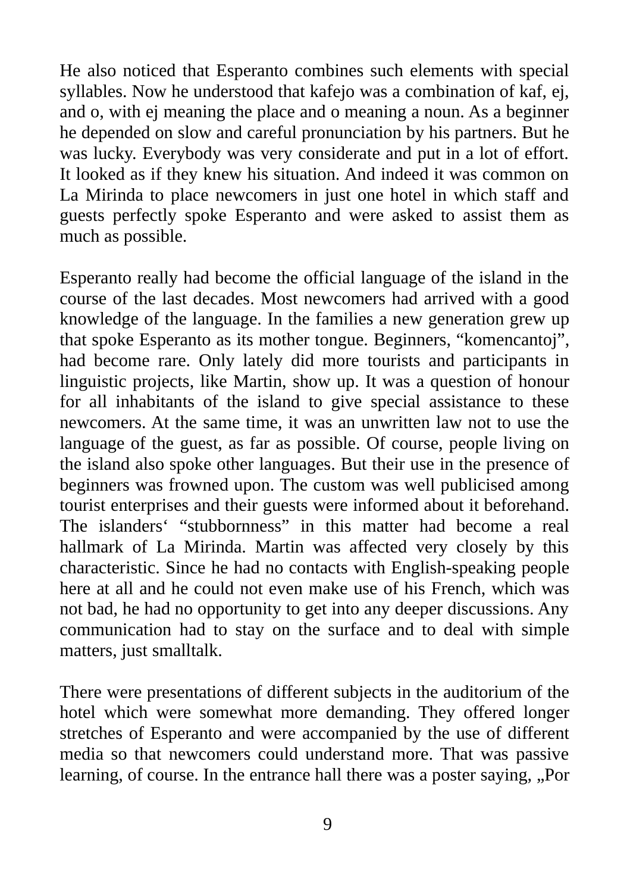He also noticed that Esperanto combines such elements with special syllables. Now he understood that kafejo was a combination of kaf, ej, and o, with ej meaning the place and o meaning a noun. As a beginner he depended on slow and careful pronunciation by his partners. But he was lucky. Everybody was very considerate and put in a lot of effort. It looked as if they knew his situation. And indeed it was common on La Mirinda to place newcomers in just one hotel in which staff and guests perfectly spoke Esperanto and were asked to assist them as much as possible.

Esperanto really had become the official language of the island in the course of the last decades. Most newcomers had arrived with a good knowledge of the language. In the families a new generation grew up that spoke Esperanto as its mother tongue. Beginners, "komencantoj", had become rare. Only lately did more tourists and participants in linguistic projects, like Martin, show up. It was a question of honour for all inhabitants of the island to give special assistance to these newcomers. At the same time, it was an unwritten law not to use the language of the guest, as far as possible. Of course, people living on the island also spoke other languages. But their use in the presence of beginners was frowned upon. The custom was well publicised among tourist enterprises and their guests were informed about it beforehand. The islanders' "stubbornness" in this matter had become a real hallmark of La Mirinda. Martin was affected very closely by this characteristic. Since he had no contacts with English-speaking people here at all and he could not even make use of his French, which was not bad, he had no opportunity to get into any deeper discussions. Any communication had to stay on the surface and to deal with simple matters, just smalltalk.

There were presentations of different subjects in the auditorium of the hotel which were somewhat more demanding. They offered longer stretches of Esperanto and were accompanied by the use of different media so that newcomers could understand more. That was passive learning, of course. In the entrance hall there was a poster saying, „Por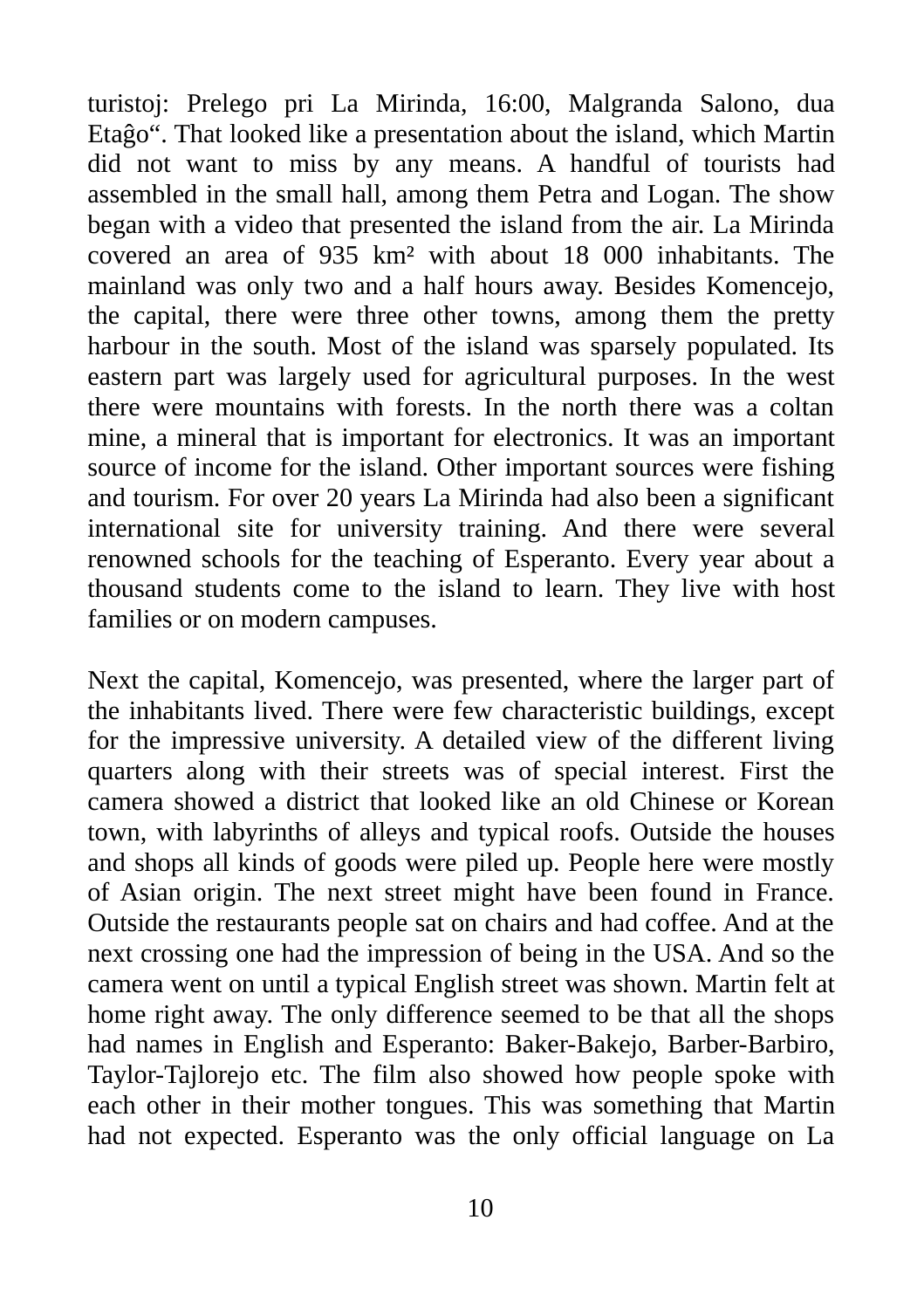turistoj: Prelego pri La Mirinda, 16:00, Malgranda Salono, dua Etaĝo“. That looked like a presentation about the island, which Martin did not want to miss by any means. A handful of tourists had assembled in the small hall, among them Petra and Logan. The show began with a video that presented the island from the air. La Mirinda covered an area of 935 km² with about 18 000 inhabitants. The mainland was only two and a half hours away. Besides Komencejo, the capital, there were three other towns, among them the pretty harbour in the south. Most of the island was sparsely populated. Its eastern part was largely used for agricultural purposes. In the west there were mountains with forests. In the north there was a coltan mine, a mineral that is important for electronics. It was an important source of income for the island. Other important sources were fishing and tourism. For over 20 years La Mirinda had also been a significant international site for university training. And there were several renowned schools for the teaching of Esperanto. Every year about a thousand students come to the island to learn. They live with host families or on modern campuses.

Next the capital, Komencejo, was presented, where the larger part of the inhabitants lived. There were few characteristic buildings, except for the impressive university. A detailed view of the different living quarters along with their streets was of special interest. First the camera showed a district that looked like an old Chinese or Korean town, with labyrinths of alleys and typical roofs. Outside the houses and shops all kinds of goods were piled up. People here were mostly of Asian origin. The next street might have been found in France. Outside the restaurants people sat on chairs and had coffee. And at the next crossing one had the impression of being in the USA. And so the camera went on until a typical English street was shown. Martin felt at home right away. The only difference seemed to be that all the shops had names in English and Esperanto: Baker-Bakejo, Barber-Barbiro, Taylor-Tajlorejo etc. The film also showed how people spoke with each other in their mother tongues. This was something that Martin had not expected. Esperanto was the only official language on La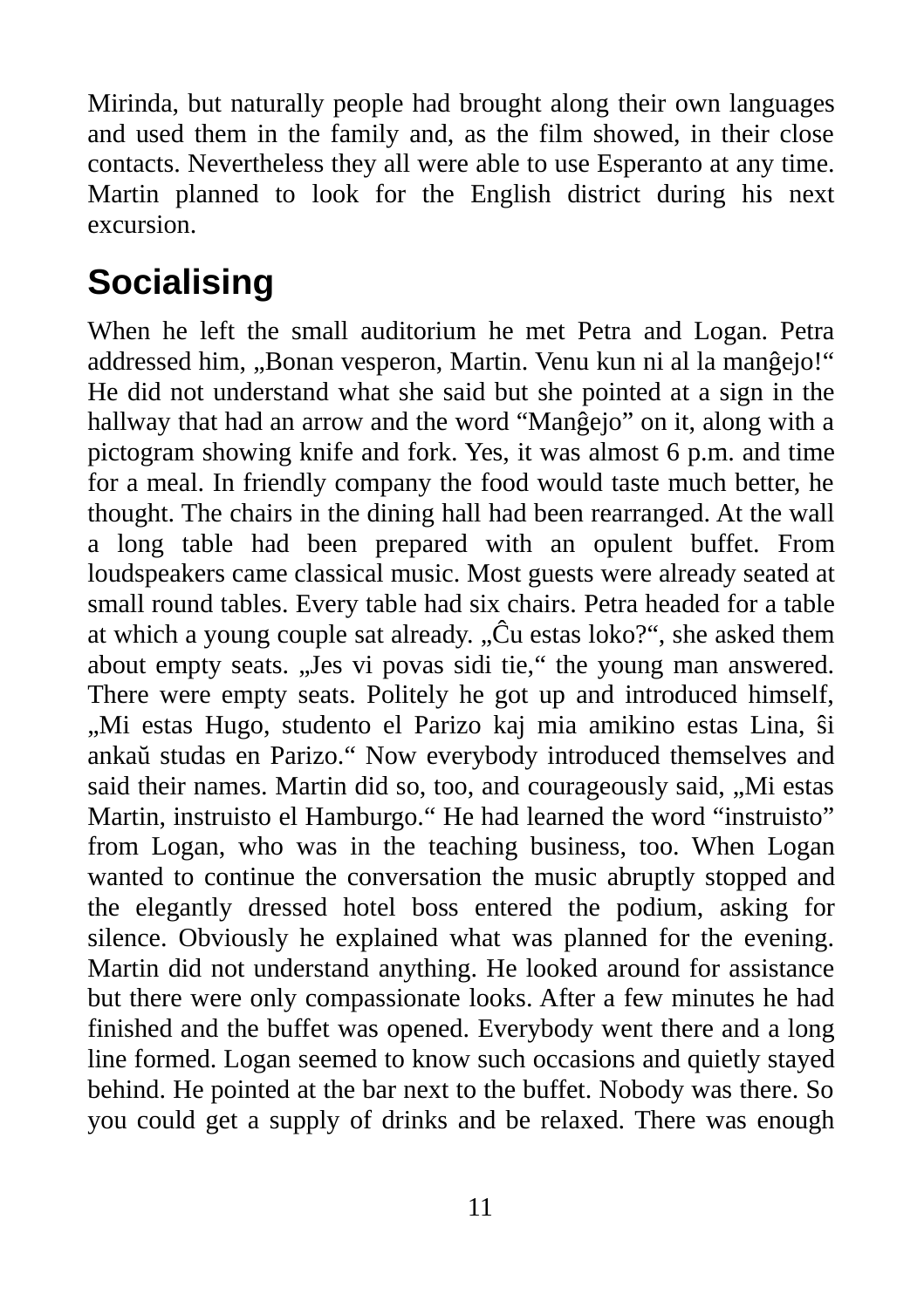Mirinda, but naturally people had brought along their own languages and used them in the family and, as the film showed, in their close contacts. Nevertheless they all were able to use Esperanto at any time. Martin planned to look for the English district during his next excursion.

## Socialising

When he left the small auditorium he met Petra and Logan. Petra addressed him, „Bonan vesperon, Martin. Venu kun ni al la manĝejo!“ He did not understand what she said but she pointed at a sign in the hallway that had an arrow and the word “Manĝejo” on it, along with a pictogram showing knife and fork. Yes, it was almost 6 p.m. and time for a meal. In friendly company the food would taste much better, he thought. The chairs in the dining hall had been rearranged. At the wall a long table had been prepared with an opulent buffet. From loudspeakers came classical music. Most guests were already seated at small round tables. Every table had six chairs. Petra headed for a table at which a young couple sat already. „Ĉu estas loko?“, she asked them about empty seats. „Jes vi povas sidi tie,“ the young man answered. There were empty seats. Politely he got up and introduced himself, „Mi estas Hugo, studento el Parizo kaj mia amikino estas Lina, ŝi ankaŭ studas en Parizo.“ Now everybody introduced themselves and said their names. Martin did so, too, and courageously said, „Mi estas Martin, instruisto el Hamburgo.“ He had learned the word “instruisto” from Logan, who was in the teaching business, too. When Logan wanted to continue the conversation the music abruptly stopped and the elegantly dressed hotel boss entered the podium, asking for silence. Obviously he explained what was planned for the evening. Martin did not understand anything. He looked around for assistance but there were only compassionate looks. After a few minutes he had finished and the buffet was opened. Everybody went there and a long line formed. Logan seemed to know such occasions and quietly stayed behind. He pointed at the bar next to the buffet. Nobody was there. So you could get a supply of drinks and be relaxed. There was enough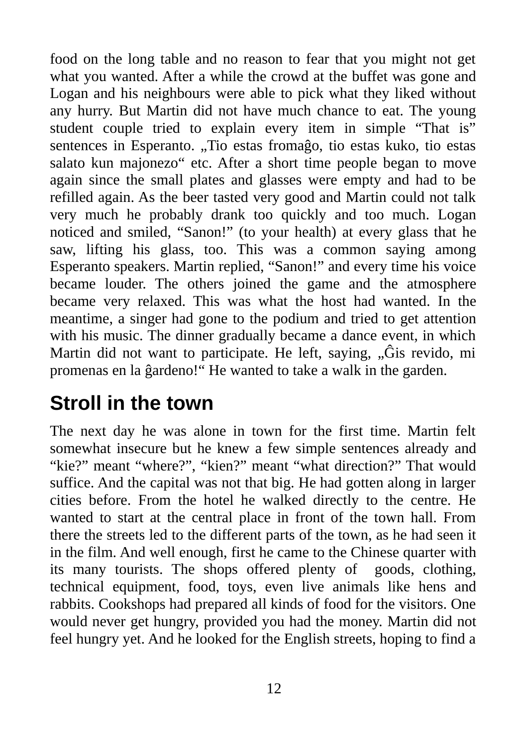food on the long table and no reason to fear that you might not get what you wanted. After a while the crowd at the buffet was gone and Logan and his neighbours were able to pick what they liked without any hurry. But Martin did not have much chance to eat. The young student couple tried to explain every item in simple “That is” sentences in Esperanto. „Tio estas fromaĝo, tio estas kuko, tio estas salato kun majonezo“ etc. After a short time people began to move again since the small plates and glasses were empty and had to be refilled again. As the beer tasted very good and Martin could not talk very much he probably drank too quickly and too much. Logan noticed and smiled, “Sanon!” (to your health) at every glass that he saw, lifting his glass, too. This was a common saying among Esperanto speakers. Martin replied, “Sanon!” and every time his voice became louder. The others joined the game and the atmosphere became very relaxed. This was what the host had wanted. In the meantime, a singer had gone to the podium and tried to get attention with his music. The dinner gradually became a dance event, in which Martin did not want to participate. He left, saying, „Ĝis revido, mi promenas en la ĝardeno!“ He wanted to take a walk in the garden.

## Stroll in the town

The next day he was alone in town for the first time. Martin felt somewhat insecure but he knew a few simple sentences already and “kie?” meant “where?”, “kien?” meant “what direction?” That would suffice. And the capital was not that big. He had gotten along in larger cities before. From the hotel he walked directly to the centre. He wanted to start at the central place in front of the town hall. From there the streets led to the different parts of the town, as he had seen it in the film. And well enough, first he came to the Chinese quarter with its many tourists. The shops offered plenty of goods, clothing, technical equipment, food, toys, even live animals like hens and rabbits. Cookshops had prepared all kinds of food for the visitors. One would never get hungry, provided you had the money. Martin did not feel hungry yet. And he looked for the English streets, hoping to find a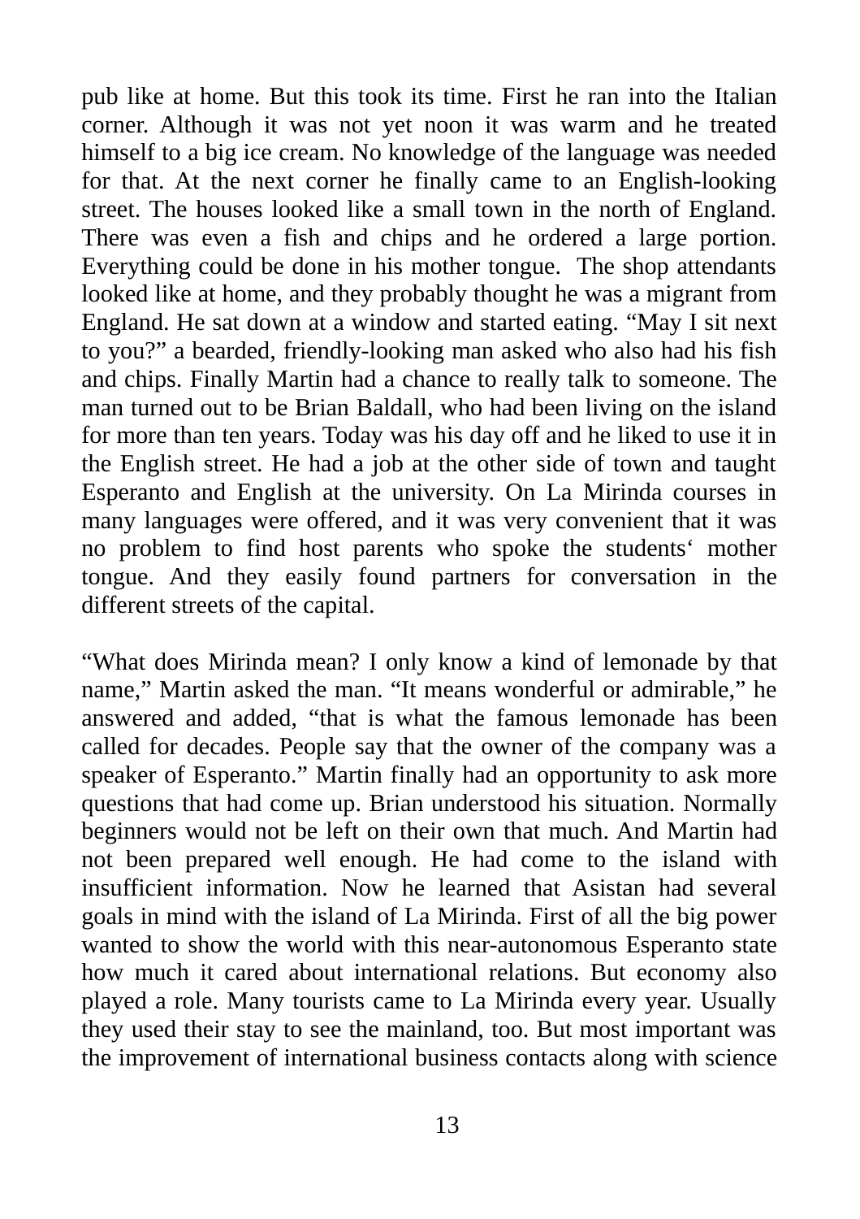pub like at home. But this took its time. First he ran into the Italian corner. Although it was not yet noon it was warm and he treated himself to a big ice cream. No knowledge of the language was needed for that. At the next corner he finally came to an English-looking street. The houses looked like a small town in the north of England. There was even a fish and chips and he ordered a large portion. Everything could be done in his mother tongue.  The shop attendants looked like at home, and they probably thought he was a migrant from England. He sat down at a window and started eating. “May I sit next to you?” a bearded, friendly-looking man asked who also had his fish and chips. Finally Martin had a chance to really talk to someone. The man turned out to be Brian Baldall, who had been living on the island for more than ten years. Today was his day off and he liked to use it in the English street. He had a job at the other side of town and taught Esperanto and English at the university. On La Mirinda courses in many languages were offered, and it was very convenient that it was no problem to find host parents who spoke the students‘ mother tongue. And they easily found partners for conversation in the different streets of the capital.

“What does Mirinda mean? I only know a kind of lemonade by that name,” Martin asked the man. “It means wonderful or admirable,” he answered and added, “that is what the famous lemonade has been called for decades. People say that the owner of the company was a speaker of Esperanto.” Martin finally had an opportunity to ask more questions that had come up. Brian understood his situation. Normally beginners would not be left on their own that much. And Martin had not been prepared well enough. He had come to the island with insufficient information. Now he learned that Asistan had several goals in mind with the island of La Mirinda. First of all the big power wanted to show the world with this near-autonomous Esperanto state how much it cared about international relations. But economy also played a role. Many tourists came to La Mirinda every year. Usually they used their stay to see the mainland, too. But most important was the improvement of international business contacts along with science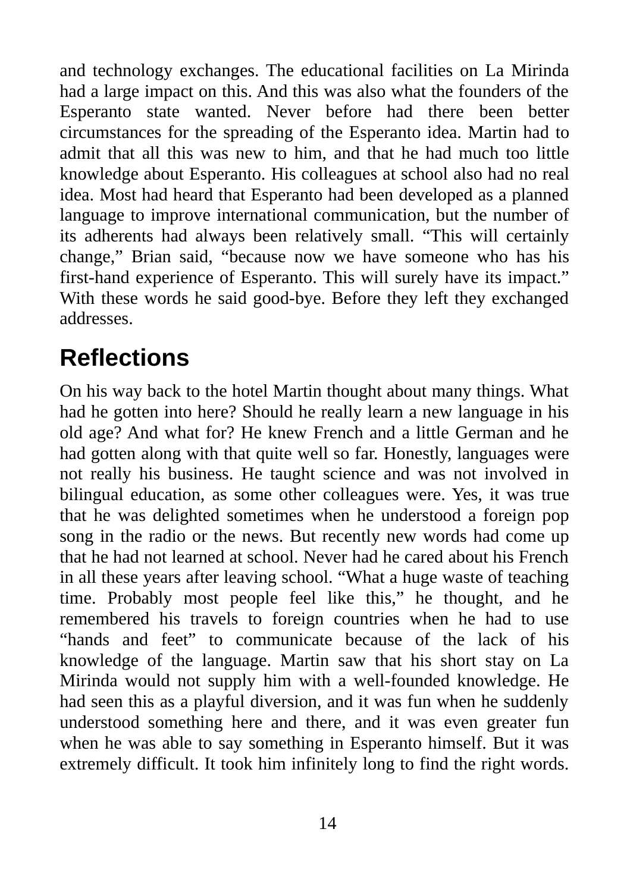and technology exchanges. The educational facilities on La Mirinda had a large impact on this. And this was also what the founders of the Esperanto state wanted. Never before had there been better circumstances for the spreading of the Esperanto idea. Martin had to admit that all this was new to him, and that he had much too little knowledge about Esperanto. His colleagues at school also had no real idea. Most had heard that Esperanto had been developed as a planned language to improve international communication, but the number of its adherents had always been relatively small. “This will certainly change,” Brian said, “because now we have someone who has his first-hand experience of Esperanto. This will surely have its impact.” With these words he said good-bye. Before they left they exchanged addresses.

## Reflections

On his way back to the hotel Martin thought about many things. What had he gotten into here? Should he really learn a new language in his old age? And what for? He knew French and a little German and he had gotten along with that quite well so far. Honestly, languages were not really his business. He taught science and was not involved in bilingual education, as some other colleagues were. Yes, it was true that he was delighted sometimes when he understood a foreign pop song in the radio or the news. But recently new words had come up that he had not learned at school. Never had he cared about his French in all these years after leaving school. “What a huge waste of teaching time. Probably most people feel like this,” he thought, and he remembered his travels to foreign countries when he had to use “hands and feet” to communicate because of the lack of his knowledge of the language. Martin saw that his short stay on La Mirinda would not supply him with a well-founded knowledge. He had seen this as a playful diversion, and it was fun when he suddenly understood something here and there, and it was even greater fun when he was able to say something in Esperanto himself. But it was extremely difficult. It took him infinitely long to find the right words.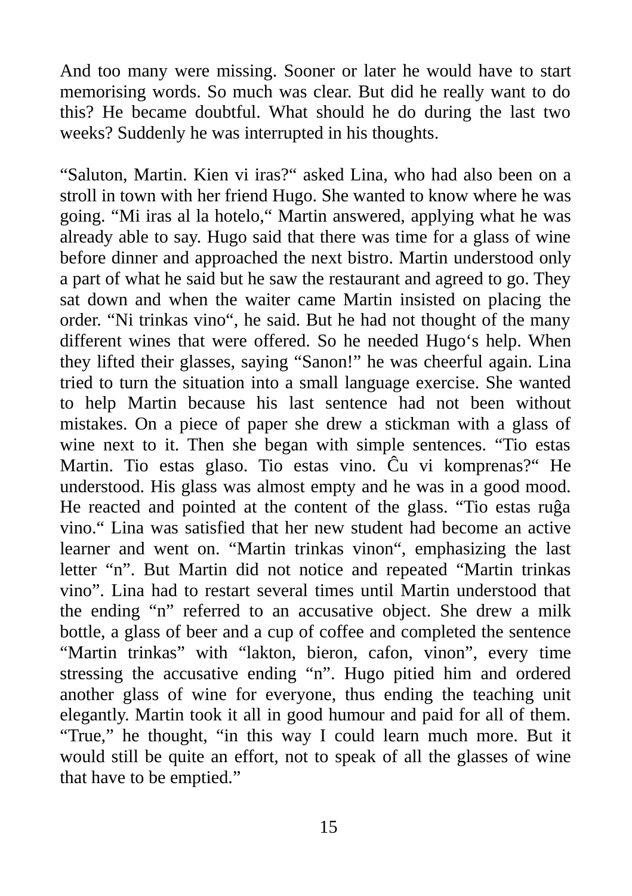And too many were missing. Sooner or later he would have to start memorising words. So much was clear. But did he really want to do this? He became doubtful. What should he do during the last two weeks? Suddenly he was interrupted in his thoughts.

“Saluton, Martin. Kien vi iras?“ asked Lina, who had also been on a stroll in town with her friend Hugo. She wanted to know where he was going. “Mi iras al la hotelo,“ Martin answered, applying what he was already able to say. Hugo said that there was time for a glass of wine before dinner and approached the next bistro. Martin understood only a part of what he said but he saw the restaurant and agreed to go. They sat down and when the waiter came Martin insisted on placing the order. “Ni trinkas vino“, he said. But he had not thought of the many different wines that were offered. So he needed Hugo‘s help. When they lifted their glasses, saying “Sanon!” he was cheerful again. Lina tried to turn the situation into a small language exercise. She wanted to help Martin because his last sentence had not been without mistakes. On a piece of paper she drew a stickman with a glass of wine next to it. Then she began with simple sentences. “Tio estas Martin. Tio estas glaso. Tio estas vino. Ĉu vi komprenas?“ He understood. His glass was almost empty and he was in a good mood. He reacted and pointed at the content of the glass. “Tio estas ruĝa vino.“ Lina was satisfied that her new student had become an active learner and went on. “Martin trinkas vinon“, emphasizing the last letter “n”. But Martin did not notice and repeated “Martin trinkas vino”. Lina had to restart several times until Martin understood that the ending “n” referred to an accusative object. She drew a milk bottle, a glass of beer and a cup of coffee and completed the sentence “Martin trinkas” with “lakton, bieron, cafon, vinon”, every time stressing the accusative ending “n”. Hugo pitied him and ordered another glass of wine for everyone, thus ending the teaching unit elegantly. Martin took it all in good humour and paid for all of them. “True,” he thought, “in this way I could learn much more. But it would still be quite an effort, not to speak of all the glasses of wine that have to be emptied.”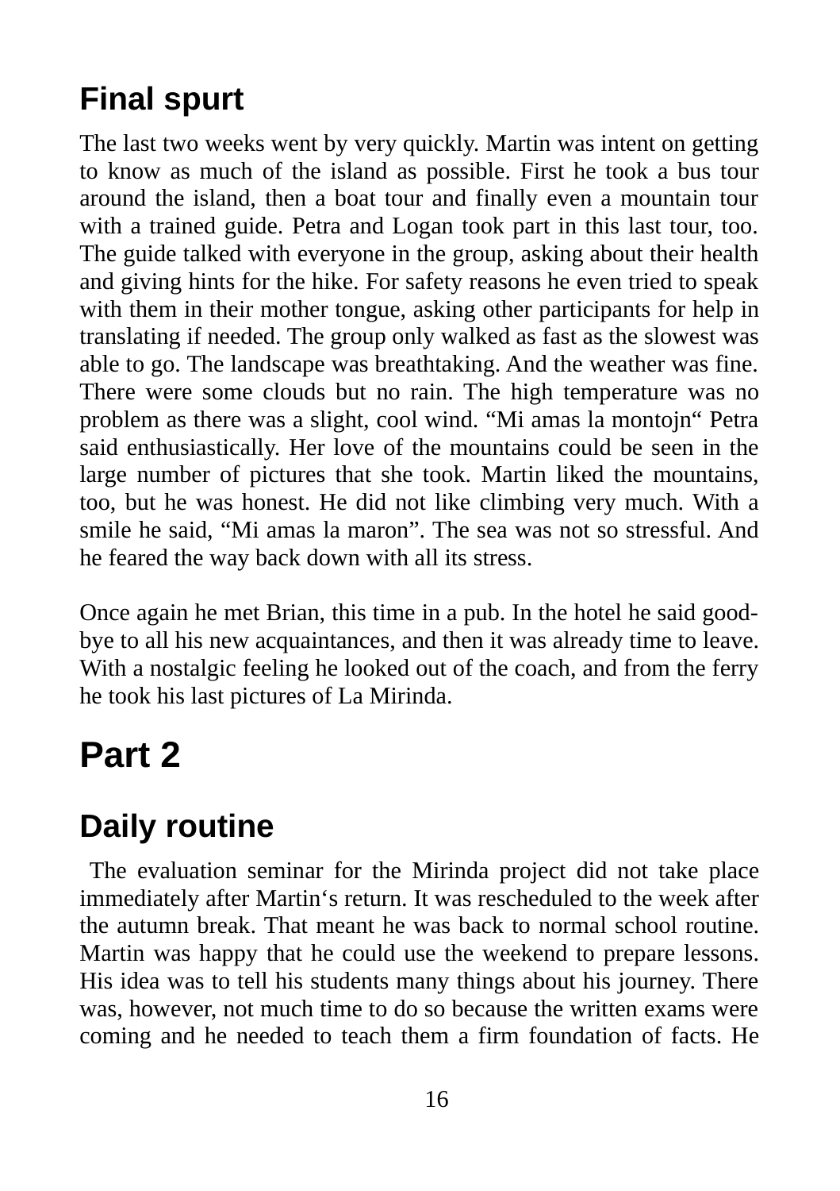## Final spurt

The last two weeks went by very quickly. Martin was intent on getting to know as much of the island as possible. First he took a bus tour around the island, then a boat tour and finally even a mountain tour with a trained guide. Petra and Logan took part in this last tour, too. The guide talked with everyone in the group, asking about their health and giving hints for the hike. For safety reasons he even tried to speak with them in their mother tongue, asking other participants for help in translating if needed. The group only walked as fast as the slowest was able to go. The landscape was breathtaking. And the weather was fine. There were some clouds but no rain. The high temperature was no problem as there was a slight, cool wind. “Mi amas la montojn“ Petra said enthusiastically. Her love of the mountains could be seen in the large number of pictures that she took. Martin liked the mountains, too, but he was honest. He did not like climbing very much. With a smile he said, “Mi amas la maron”. The sea was not so stressful. And he feared the way back down with all its stress.

Once again he met Brian, this time in a pub. In the hotel he said good-bye to all his new acquaintances, and then it was already time to leave. With a nostalgic feeling he looked out of the coach, and from the ferry he took his last pictures of La Mirinda.

# Part 2

## Daily routine

The evaluation seminar for the Mirinda project did not take place immediately after Martin‘s return. It was rescheduled to the week after the autumn break. That meant he was back to normal school routine. Martin was happy that he could use the weekend to prepare lessons. His idea was to tell his students many things about his journey. There was, however, not much time to do so because the written exams were coming and he needed to teach them a firm foundation of facts. He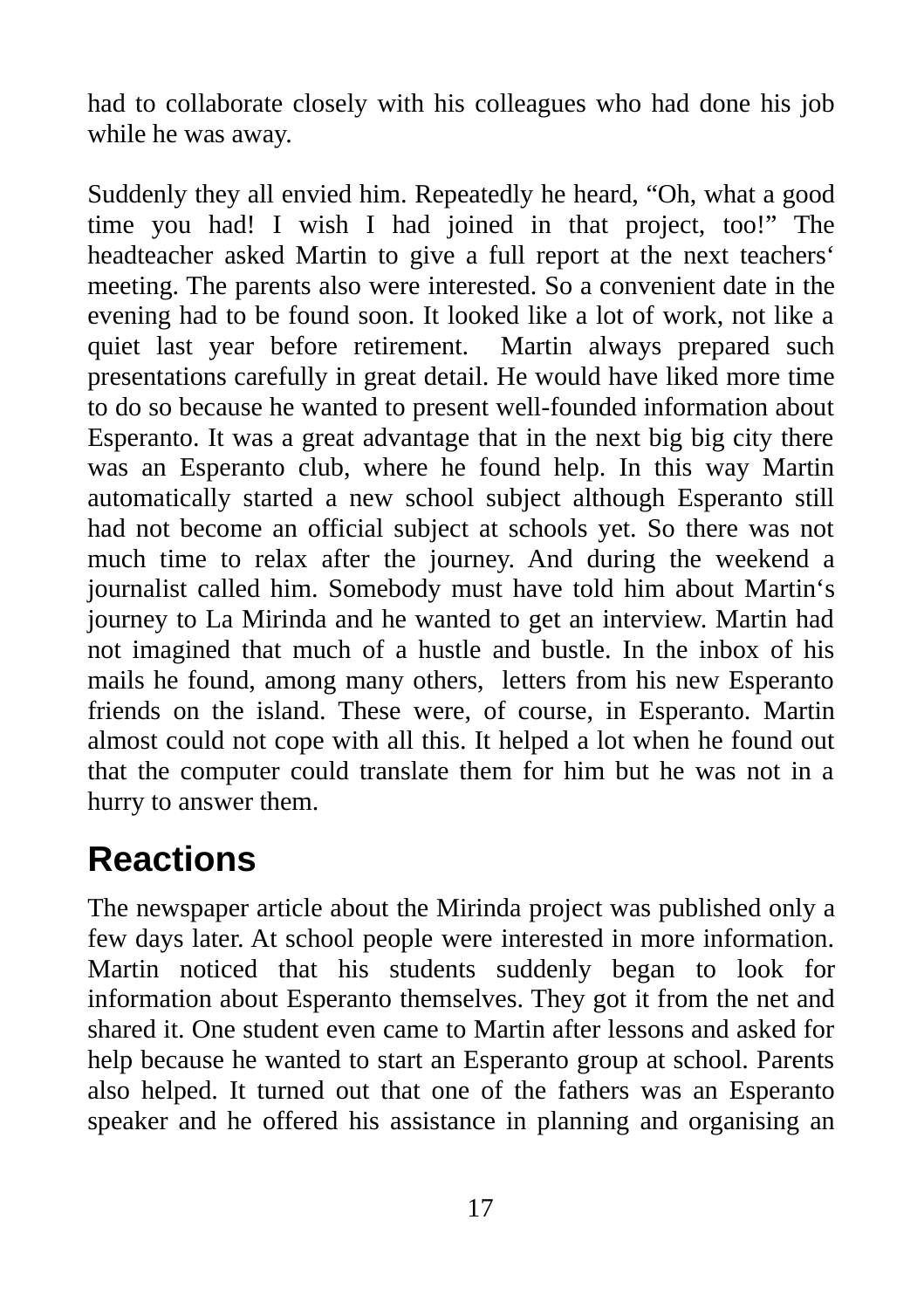had to collaborate closely with his colleagues who had done his job while he was away.

Suddenly they all envied him. Repeatedly he heard, “Oh, what a good time you had! I wish I had joined in that project, too!” The headteacher asked Martin to give a full report at the next teachers‘ meeting. The parents also were interested. So a convenient date in the evening had to be found soon. It looked like a lot of work, not like a quiet last year before retirement.  Martin always prepared such presentations carefully in great detail. He would have liked more time to do so because he wanted to present well-founded information about Esperanto. It was a great advantage that in the next big big city there was an Esperanto club, where he found help. In this way Martin automatically started a new school subject although Esperanto still had not become an official subject at schools yet. So there was not much time to relax after the journey. And during the weekend a journalist called him. Somebody must have told him about Martin‘s journey to La Mirinda and he wanted to get an interview. Martin had not imagined that much of a hustle and bustle. In the inbox of his mails he found, among many others,  letters from his new Esperanto friends on the island. These were, of course, in Esperanto. Martin almost could not cope with all this. It helped a lot when he found out that the computer could translate them for him but he was not in a hurry to answer them.

## Reactions

The newspaper article about the Mirinda project was published only a few days later. At school people were interested in more information. Martin noticed that his students suddenly began to look for information about Esperanto themselves. They got it from the net and shared it. One student even came to Martin after lessons and asked for help because he wanted to start an Esperanto group at school. Parents also helped. It turned out that one of the fathers was an Esperanto speaker and he offered his assistance in planning and organising an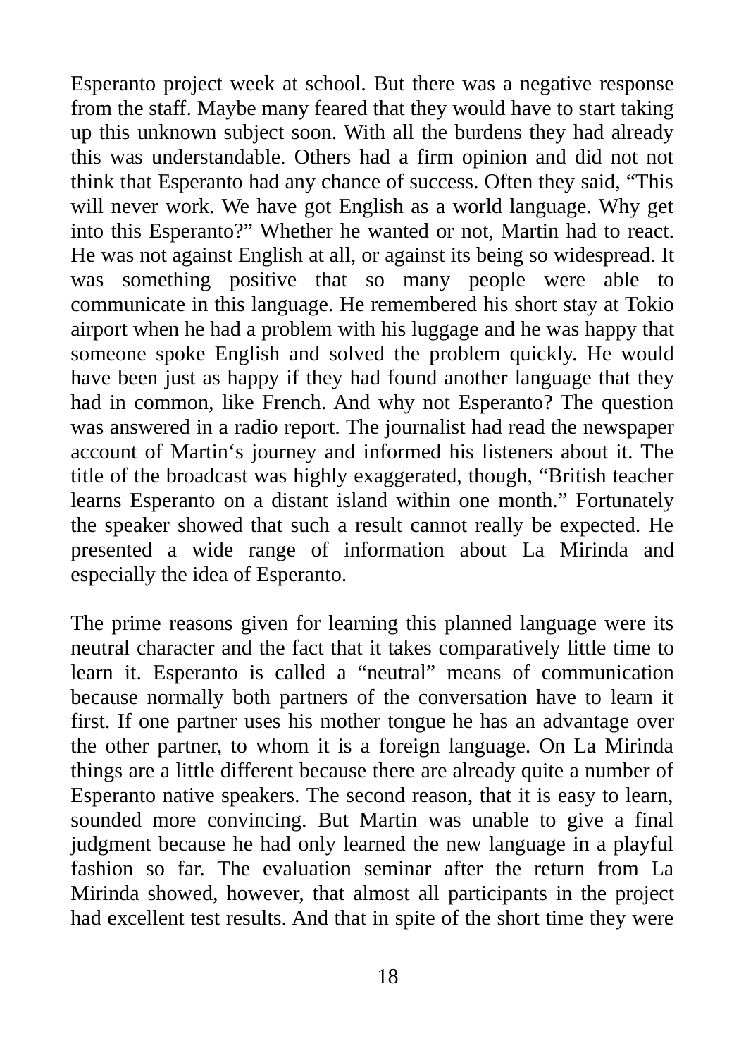Esperanto project week at school. But there was a negative response from the staff. Maybe many feared that they would have to start taking up this unknown subject soon. With all the burdens they had already this was understandable. Others had a firm opinion and did not not think that Esperanto had any chance of success. Often they said, “This will never work. We have got English as a world language. Why get into this Esperanto?” Whether he wanted or not, Martin had to react. He was not against English at all, or against its being so widespread. It was something positive that so many people were able to communicate in this language. He remembered his short stay at Tokio airport when he had a problem with his luggage and he was happy that someone spoke English and solved the problem quickly. He would have been just as happy if they had found another language that they had in common, like French. And why not Esperanto? The question was answered in a radio report. The journalist had read the newspaper account of Martin‘s journey and informed his listeners about it. The title of the broadcast was highly exaggerated, though, “British teacher learns Esperanto on a distant island within one month.” Fortunately the speaker showed that such a result cannot really be expected. He presented a wide range of information about La Mirinda and especially the idea of Esperanto.

The prime reasons given for learning this planned language were its neutral character and the fact that it takes comparatively little time to learn it. Esperanto is called a “neutral” means of communication because normally both partners of the conversation have to learn it first. If one partner uses his mother tongue he has an advantage over the other partner, to whom it is a foreign language. On La Mirinda things are a little different because there are already quite a number of Esperanto native speakers. The second reason, that it is easy to learn, sounded more convincing. But Martin was unable to give a final judgment because he had only learned the new language in a playful fashion so far. The evaluation seminar after the return from La Mirinda showed, however, that almost all participants in the project had excellent test results. And that in spite of the short time they were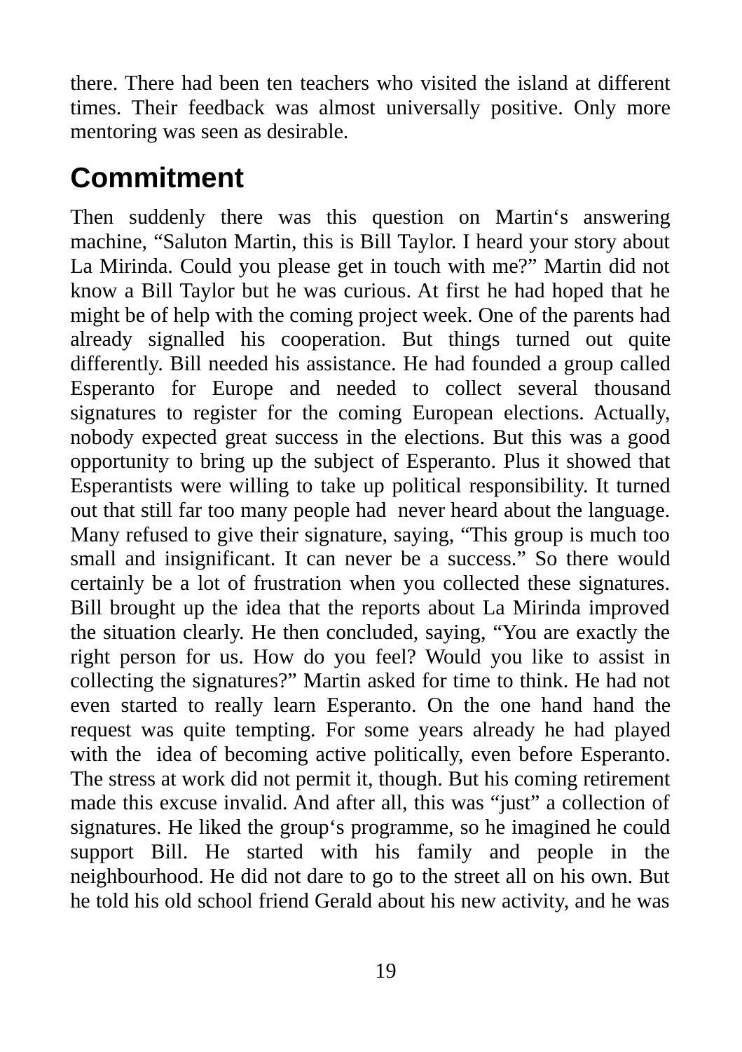there. There had been ten teachers who visited the island at different times. Their feedback was almost universally positive. Only more mentoring was seen as desirable.

## Commitment

Then suddenly there was this question on Martin‘s answering machine, “Saluton Martin, this is Bill Taylor. I heard your story about La Mirinda. Could you please get in touch with me?” Martin did not know a Bill Taylor but he was curious. At first he had hoped that he might be of help with the coming project week. One of the parents had already signalled his cooperation. But things turned out quite differently. Bill needed his assistance. He had founded a group called Esperanto for Europe and needed to collect several thousand signatures to register for the coming European elections. Actually, nobody expected great success in the elections. But this was a good opportunity to bring up the subject of Esperanto. Plus it showed that Esperantists were willing to take up political responsibility. It turned out that still far too many people had never heard about the language. Many refused to give their signature, saying, “This group is much too small and insignificant. It can never be a success.” So there would certainly be a lot of frustration when you collected these signatures. Bill brought up the idea that the reports about La Mirinda improved the situation clearly. He then concluded, saying, “You are exactly the right person for us. How do you feel? Would you like to assist in collecting the signatures?” Martin asked for time to think. He had not even started to really learn Esperanto. On the one hand hand the request was quite tempting. For some years already he had played with the idea of becoming active politically, even before Esperanto. The stress at work did not permit it, though. But his coming retirement made this excuse invalid. And after all, this was “just” a collection of signatures. He liked the group‘s programme, so he imagined he could support Bill. He started with his family and people in the neighbourhood. He did not dare to go to the street all on his own. But he told his old school friend Gerald about his new activity, and he was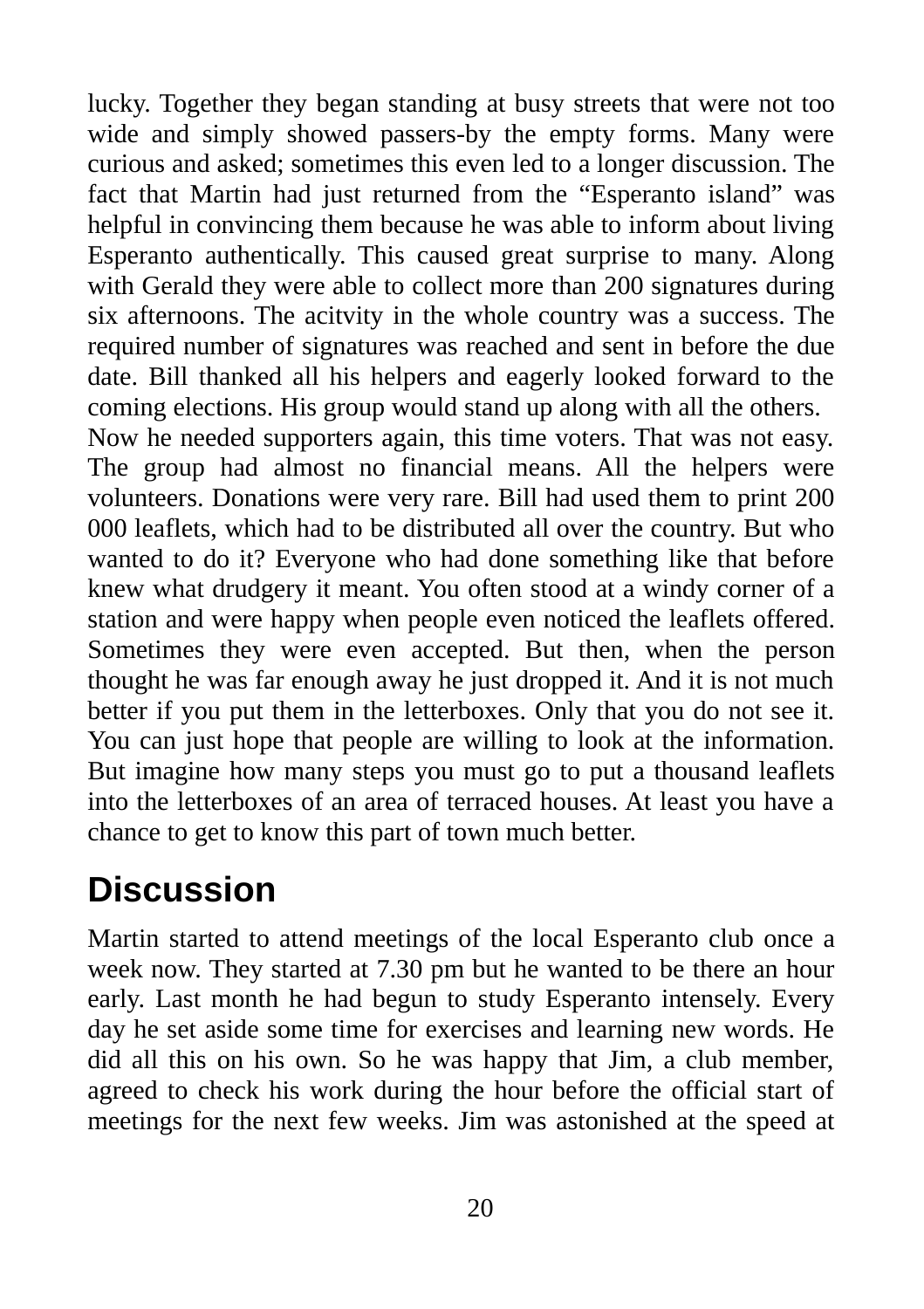lucky. Together they began standing at busy streets that were not too wide and simply showed passers-by the empty forms. Many were curious and asked; sometimes this even led to a longer discussion. The fact that Martin had just returned from the “Esperanto island” was helpful in convincing them because he was able to inform about living Esperanto authentically. This caused great surprise to many. Along with Gerald they were able to collect more than 200 signatures during six afternoons. The acitvity in the whole country was a success. The required number of signatures was reached and sent in before the due date. Bill thanked all his helpers and eagerly looked forward to the coming elections. His group would stand up along with all the others.

Now he needed supporters again, this time voters. That was not easy. The group had almost no financial means. All the helpers were volunteers. Donations were very rare. Bill had used them to print 200 000 leaflets, which had to be distributed all over the country. But who wanted to do it? Everyone who had done something like that before knew what drudgery it meant. You often stood at a windy corner of a station and were happy when people even noticed the leaflets offered. Sometimes they were even accepted. But then, when the person thought he was far enough away he just dropped it. And it is not much better if you put them in the letterboxes. Only that you do not see it. You can just hope that people are willing to look at the information. But imagine how many steps you must go to put a thousand leaflets into the letterboxes of an area of terraced houses. At least you have a chance to get to know this part of town much better.

## Discussion

Martin started to attend meetings of the local Esperanto club once a week now. They started at 7.30 pm but he wanted to be there an hour early. Last month he had begun to study Esperanto intensely. Every day he set aside some time for exercises and learning new words. He did all this on his own. So he was happy that Jim, a club member, agreed to check his work during the hour before the official start of meetings for the next few weeks. Jim was astonished at the speed at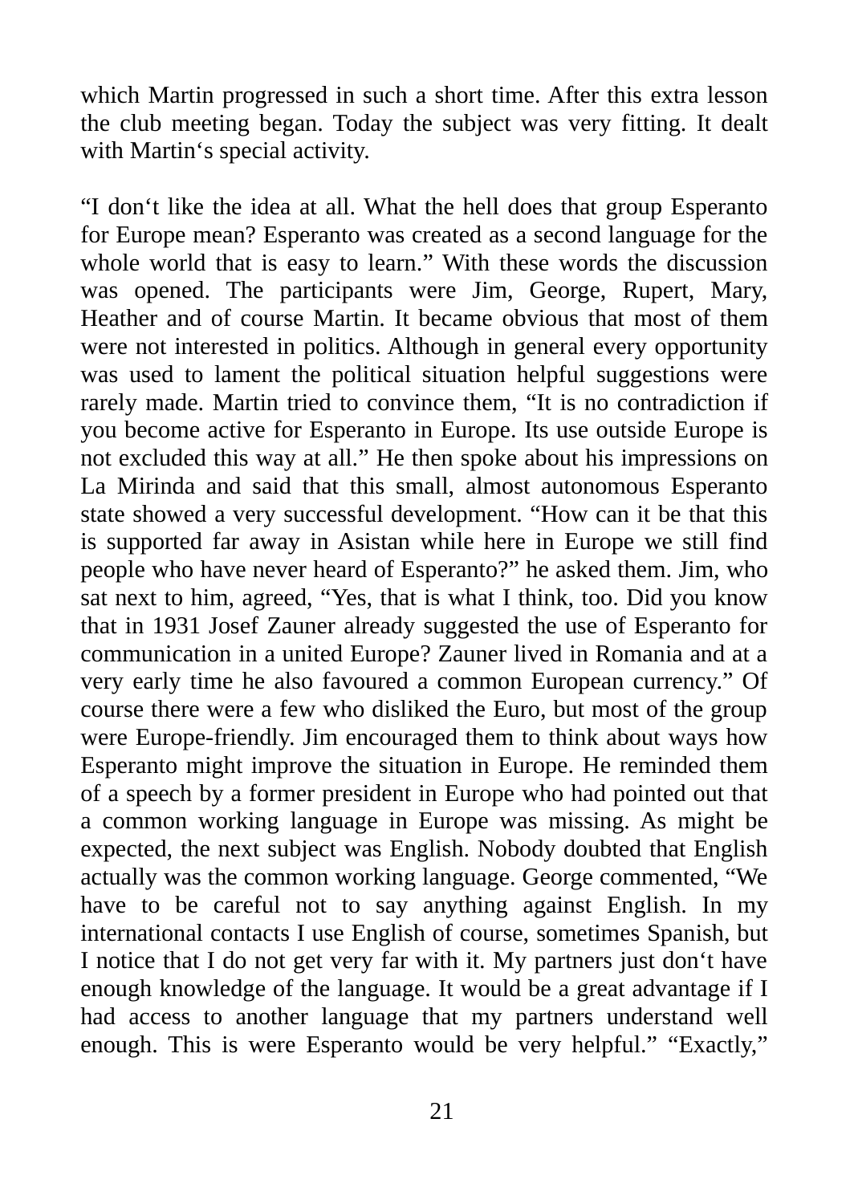which Martin progressed in such a short time. After this extra lesson the club meeting began. Today the subject was very fitting. It dealt with Martin‘s special activity.

“I don‘t like the idea at all. What the hell does that group Esperanto for Europe mean? Esperanto was created as a second language for the whole world that is easy to learn.” With these words the discussion was opened. The participants were Jim, George, Rupert, Mary, Heather and of course Martin. It became obvious that most of them were not interested in politics. Although in general every opportunity was used to lament the political situation helpful suggestions were rarely made. Martin tried to convince them, “It is no contradiction if you become active for Esperanto in Europe. Its use outside Europe is not excluded this way at all.” He then spoke about his impressions on La Mirinda and said that this small, almost autonomous Esperanto state showed a very successful development. “How can it be that this is supported far away in Asistan while here in Europe we still find people who have never heard of Esperanto?” he asked them. Jim, who sat next to him, agreed, “Yes, that is what I think, too. Did you know that in 1931 Josef Zauner already suggested the use of Esperanto for communication in a united Europe? Zauner lived in Romania and at a very early time he also favoured a common European currency.” Of course there were a few who disliked the Euro, but most of the group were Europe-friendly. Jim encouraged them to think about ways how Esperanto might improve the situation in Europe. He reminded them of a speech by a former president in Europe who had pointed out that a common working language in Europe was missing. As might be expected, the next subject was English. Nobody doubted that English actually was the common working language. George commented, “We have to be careful not to say anything against English. In my international contacts I use English of course, sometimes Spanish, but I notice that I do not get very far with it. My partners just don‘t have enough knowledge of the language. It would be a great advantage if I had access to another language that my partners understand well enough. This is were Esperanto would be very helpful.” “Exactly,”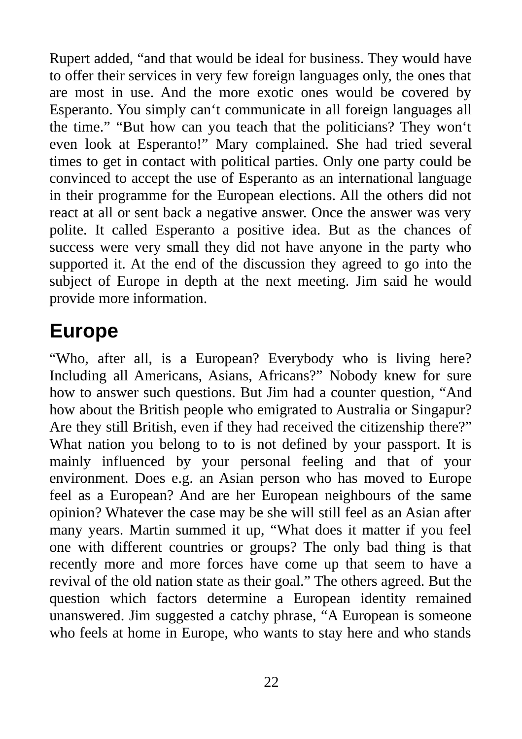Rupert added, “and that would be ideal for business. They would have to offer their services in very few foreign languages only, the ones that are most in use. And the more exotic ones would be covered by Esperanto. You simply can‘t communicate in all foreign languages all the time.” “But how can you teach that the politicians? They won‘t even look at Esperanto!” Mary complained. She had tried several times to get in contact with political parties. Only one party could be convinced to accept the use of Esperanto as an international language in their programme for the European elections. All the others did not react at all or sent back a negative answer. Once the answer was very polite. It called Esperanto a positive idea. But as the chances of success were very small they did not have anyone in the party who supported it. At the end of the discussion they agreed to go into the subject of Europe in depth at the next meeting. Jim said he would provide more information.

## Europe

“Who, after all, is a European? Everybody who is living here? Including all Americans, Asians, Africans?” Nobody knew for sure how to answer such questions. But Jim had a counter question, “And how about the British people who emigrated to Australia or Singapur? Are they still British, even if they had received the citizenship there?” What nation you belong to to is not defined by your passport. It is mainly influenced by your personal feeling and that of your environment. Does e.g. an Asian person who has moved to Europe feel as a European? And are her European neighbours of the same opinion? Whatever the case may be she will still feel as an Asian after many years. Martin summed it up, “What does it matter if you feel one with different countries or groups? The only bad thing is that recently more and more forces have come up that seem to have a revival of the old nation state as their goal.” The others agreed. But the question which factors determine a European identity remained unanswered. Jim suggested a catchy phrase, “A European is someone who feels at home in Europe, who wants to stay here and who stands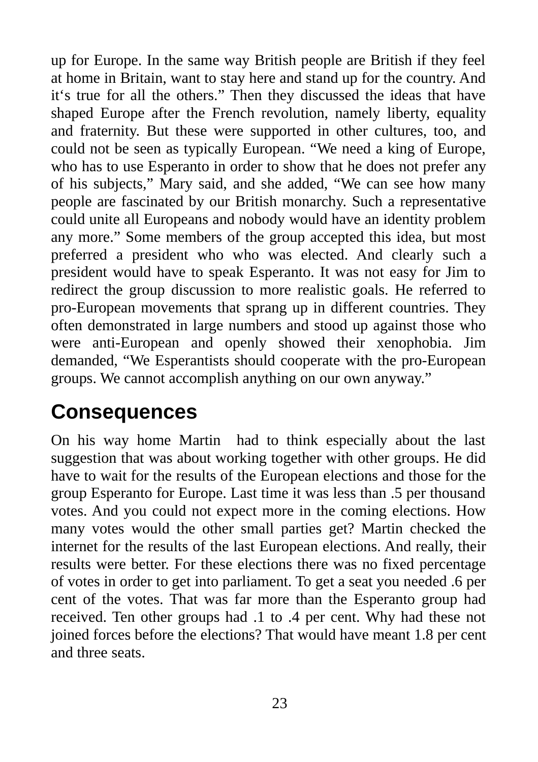up for Europe. In the same way British people are British if they feel at home in Britain, want to stay here and stand up for the country. And it‘s true for all the others.” Then they discussed the ideas that have shaped Europe after the French revolution, namely liberty, equality and fraternity. But these were supported in other cultures, too, and could not be seen as typically European. “We need a king of Europe, who has to use Esperanto in order to show that he does not prefer any of his subjects,” Mary said, and she added, “We can see how many people are fascinated by our British monarchy. Such a representative could unite all Europeans and nobody would have an identity problem any more.” Some members of the group accepted this idea, but most preferred a president who who was elected. And clearly such a president would have to speak Esperanto. It was not easy for Jim to redirect the group discussion to more realistic goals. He referred to pro-European movements that sprang up in different countries. They often demonstrated in large numbers and stood up against those who were anti-European and openly showed their xenophobia. Jim demanded, “We Esperantists should cooperate with the pro-European groups. We cannot accomplish anything on our own anyway.”

## Consequences

On his way home Martin had to think especially about the last suggestion that was about working together with other groups. He did have to wait for the results of the European elections and those for the group Esperanto for Europe. Last time it was less than .5 per thousand votes. And you could not expect more in the coming elections. How many votes would the other small parties get? Martin checked the internet for the results of the last European elections. And really, their results were better. For these elections there was no fixed percentage of votes in order to get into parliament. To get a seat you needed .6 per cent of the votes. That was far more than the Esperanto group had received. Ten other groups had .1 to .4 per cent. Why had these not joined forces before the elections? That would have meant 1.8 per cent and three seats.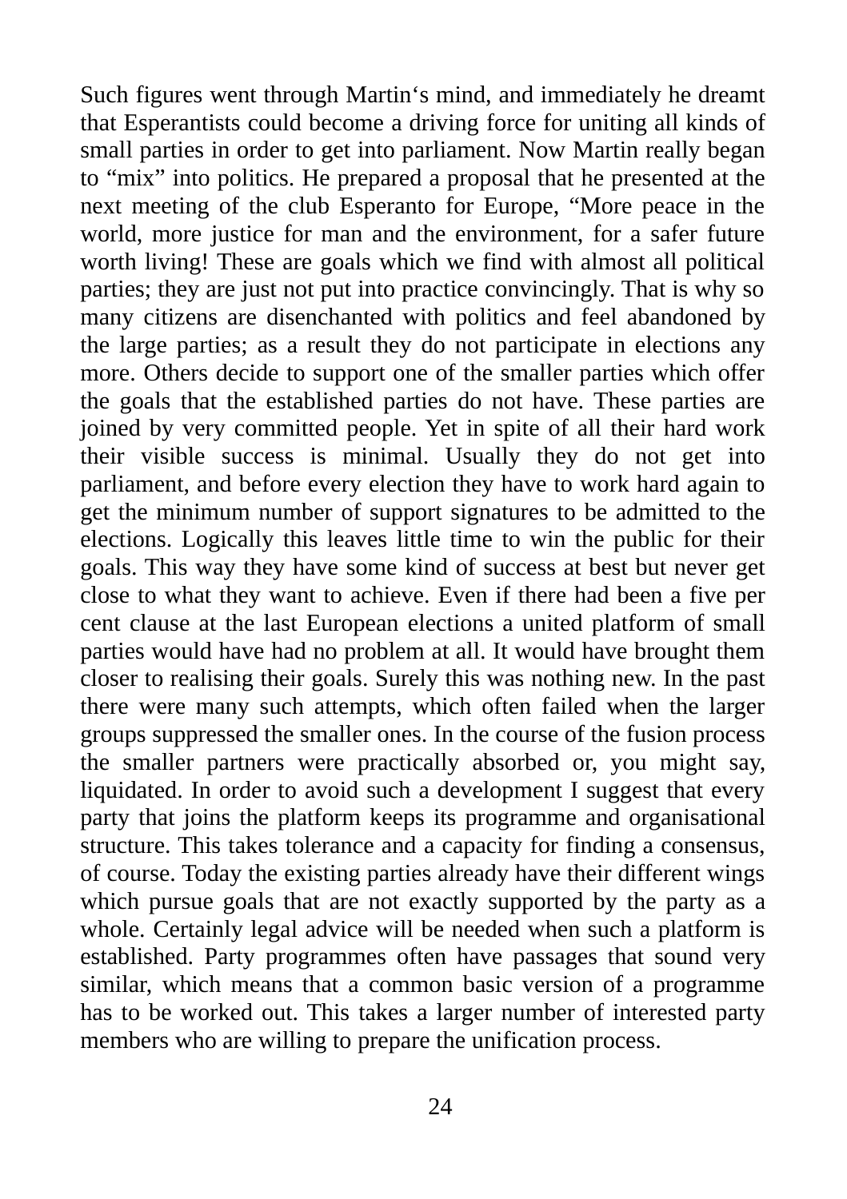Such figures went through Martin‘s mind, and immediately he dreamt that Esperantists could become a driving force for uniting all kinds of small parties in order to get into parliament. Now Martin really began to “mix” into politics. He prepared a proposal that he presented at the next meeting of the club Esperanto for Europe, “More peace in the world, more justice for man and the environment, for a safer future worth living! These are goals which we find with almost all political parties; they are just not put into practice convincingly. That is why so many citizens are disenchanted with politics and feel abandoned by the large parties; as a result they do not participate in elections any more. Others decide to support one of the smaller parties which offer the goals that the established parties do not have. These parties are joined by very committed people. Yet in spite of all their hard work their visible success is minimal. Usually they do not get into parliament, and before every election they have to work hard again to get the minimum number of support signatures to be admitted to the elections. Logically this leaves little time to win the public for their goals. This way they have some kind of success at best but never get close to what they want to achieve. Even if there had been a five per cent clause at the last European elections a united platform of small parties would have had no problem at all. It would have brought them closer to realising their goals. Surely this was nothing new. In the past there were many such attempts, which often failed when the larger groups suppressed the smaller ones. In the course of the fusion process the smaller partners were practically absorbed or, you might say, liquidated. In order to avoid such a development I suggest that every party that joins the platform keeps its programme and organisational structure. This takes tolerance and a capacity for finding a consensus, of course. Today the existing parties already have their different wings which pursue goals that are not exactly supported by the party as a whole. Certainly legal advice will be needed when such a platform is established. Party programmes often have passages that sound very similar, which means that a common basic version of a programme has to be worked out. This takes a larger number of interested party members who are willing to prepare the unification process.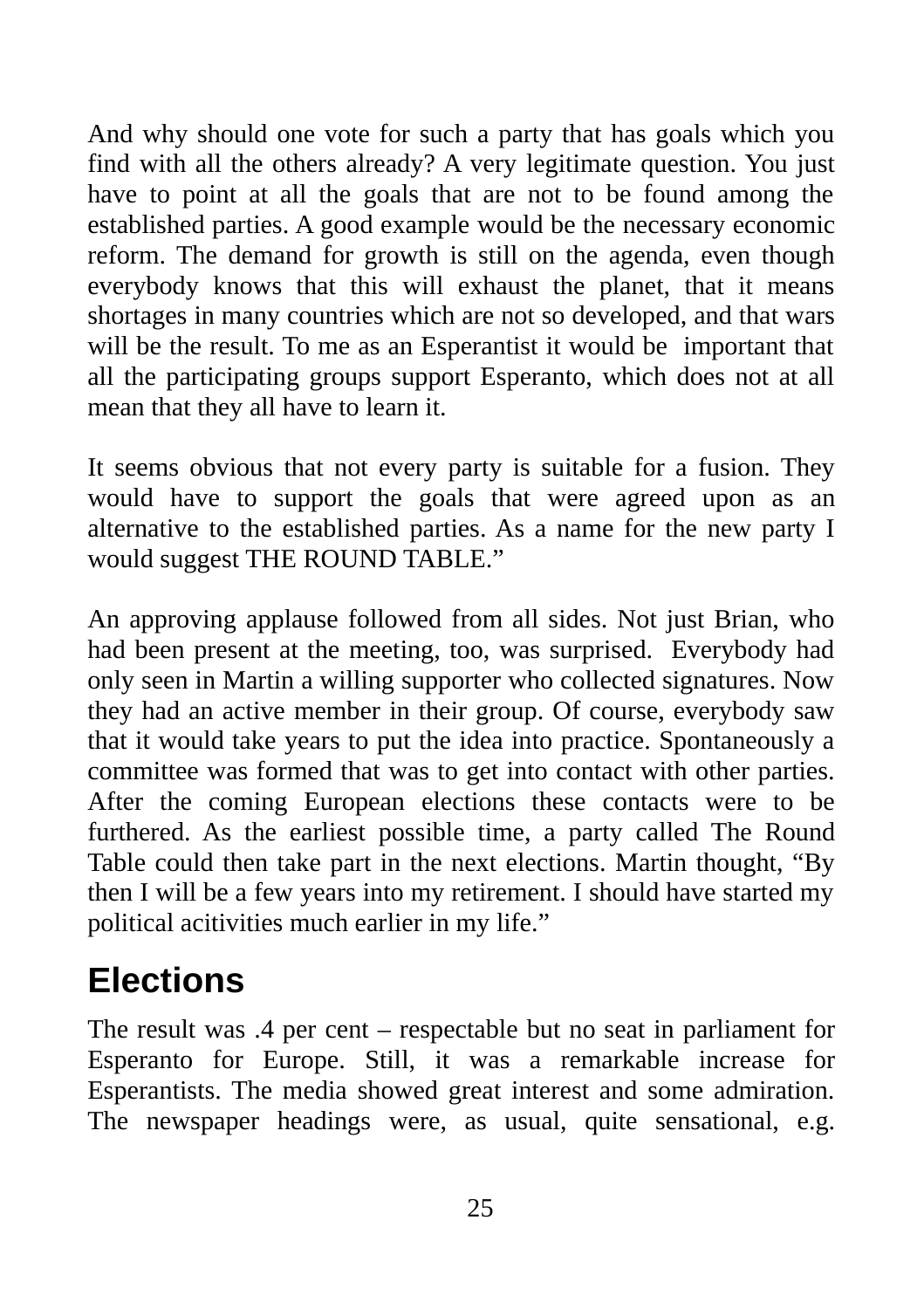And why should one vote for such a party that has goals which you find with all the others already? A very legitimate question. You just have to point at all the goals that are not to be found among the established parties. A good example would be the necessary economic reform. The demand for growth is still on the agenda, even though everybody knows that this will exhaust the planet, that it means shortages in many countries which are not so developed, and that wars will be the result. To me as an Esperantist it would be important that all the participating groups support Esperanto, which does not at all mean that they all have to learn it.

It seems obvious that not every party is suitable for a fusion. They would have to support the goals that were agreed upon as an alternative to the established parties. As a name for the new party I would suggest THE ROUND TABLE."

An approving applause followed from all sides. Not just Brian, who had been present at the meeting, too, was surprised. Everybody had only seen in Martin a willing supporter who collected signatures. Now they had an active member in their group. Of course, everybody saw that it would take years to put the idea into practice. Spontaneously a committee was formed that was to get into contact with other parties. After the coming European elections these contacts were to be furthered. As the earliest possible time, a party called The Round Table could then take part in the next elections. Martin thought, "By then I will be a few years into my retirement. I should have started my political acitivities much earlier in my life."

## Elections

The result was .4 per cent – respectable but no seat in parliament for Esperanto for Europe. Still, it was a remarkable increase for Esperantists. The media showed great interest and some admiration. The newspaper headings were, as usual, quite sensational, e.g.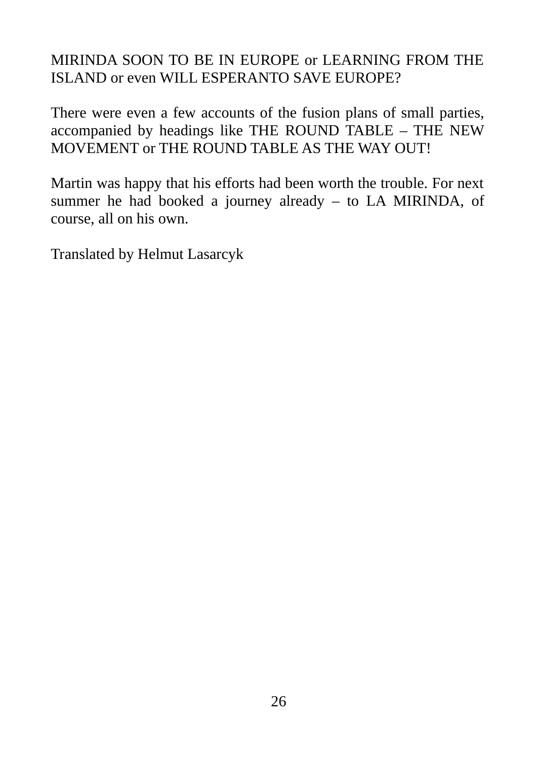MIRINDA SOON TO BE IN EUROPE or LEARNING FROM THE ISLAND or even WILL ESPERANTO SAVE EUROPE?

There were even a few accounts of the fusion plans of small parties, accompanied by headings like THE ROUND TABLE – THE NEW MOVEMENT or THE ROUND TABLE AS THE WAY OUT!

Martin was happy that his efforts had been worth the trouble. For next summer he had booked a journey already – to LA MIRINDA, of course, all on his own.

Translated by Helmut Lasarcyk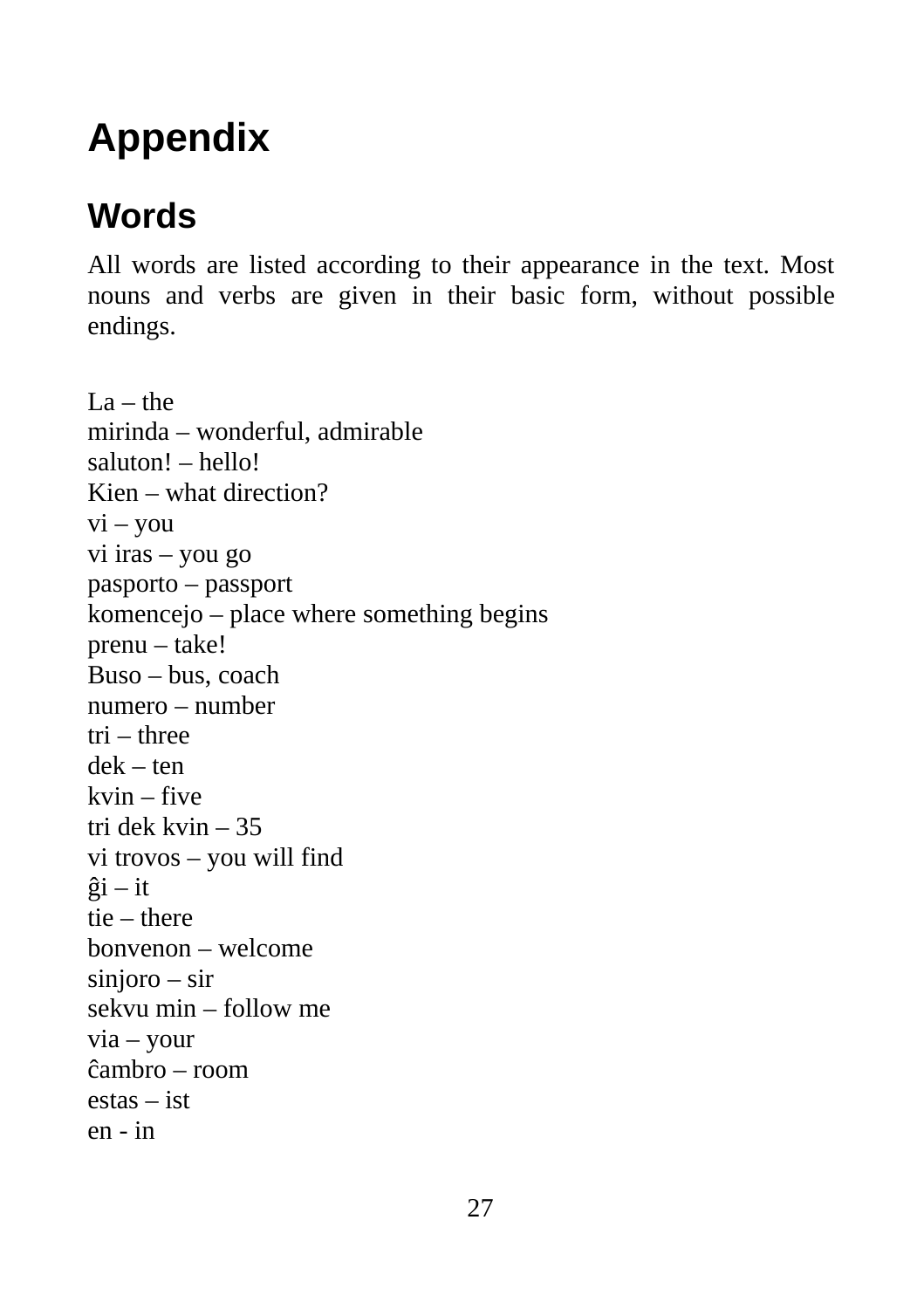# Appendix

## Words

All words are listed according to their appearance in the text. Most nouns and verbs are given in their basic form, without possible endings.

La – the
mirinda – wonderful, admirable
saluton! – hello!
Kien – what direction?
vi – you
vi iras – you go
pasporto – passport
komencejo – place where something begins
prenu – take!
Buso – bus, coach
numero – number
tri – three
dek – ten
kvin – five
tri dek kvin – 35
vi trovos – you will find
ĝi – it
tie – there
bonvenon – welcome
sinjoro – sir
sekvu min – follow me
via – your
ĉambro – room
estas – ist
en - in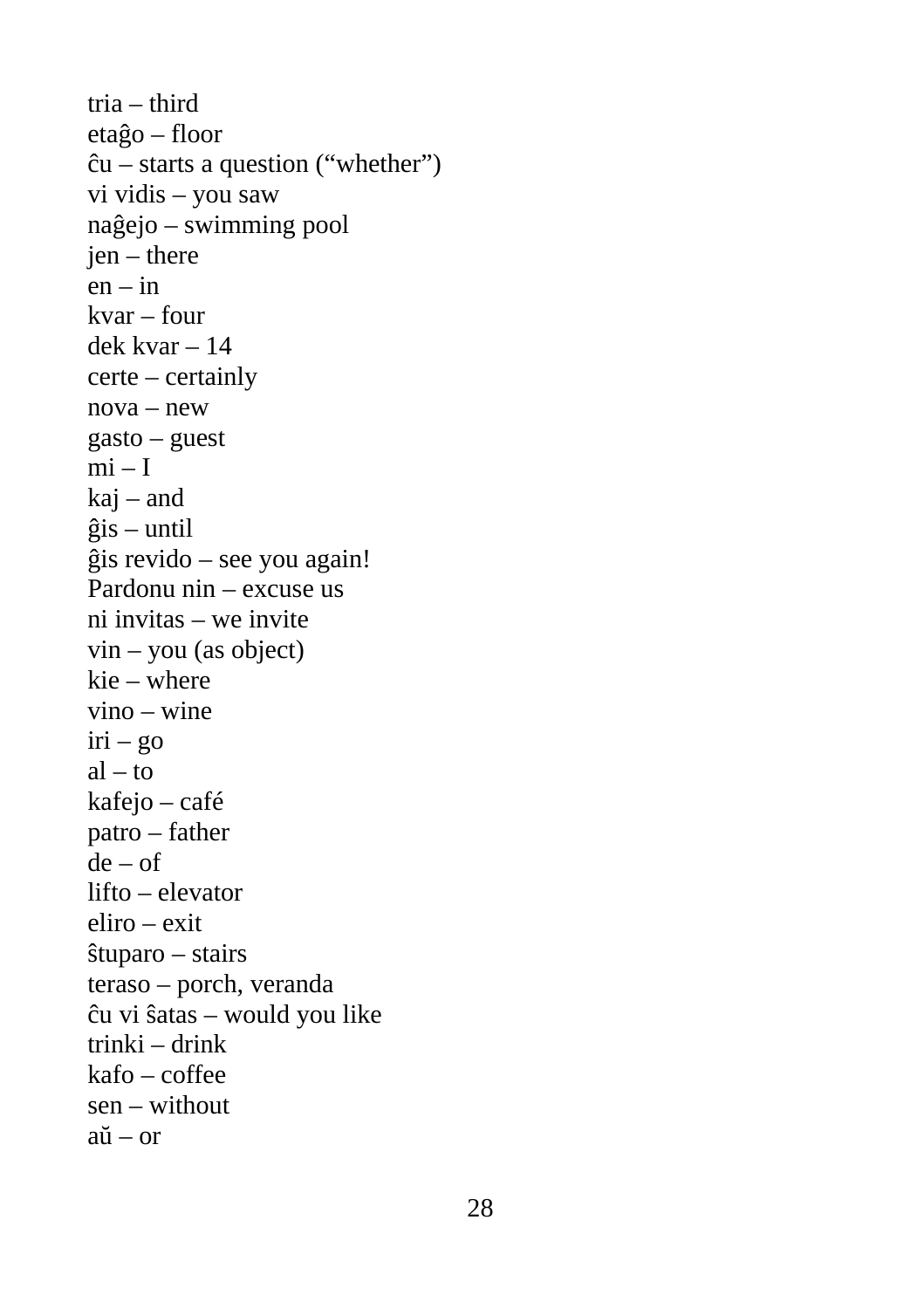tria – third
etaĝo – floor
ĉu – starts a question (“whether”)
vi vidis – you saw
naĝejo – swimming pool
jen – there
en – in
kvar – four
dek kvar – 14
certe – certainly
nova – new
gasto – guest
mi – I
kaj – and
ĝis – until
ĝis revido – see you again!
Pardonu nin – excuse us
ni invitas – we invite
vin – you (as object)
kie – where
vino – wine
iri – go
al – to
kafejo – café
patro – father
de – of
lifto – elevator
eliro – exit
ŝtuparo – stairs
teraso – porch, veranda
ĉu vi ŝatas – would you like
trinki – drink
kafo – coffee
sen – without
aŭ – or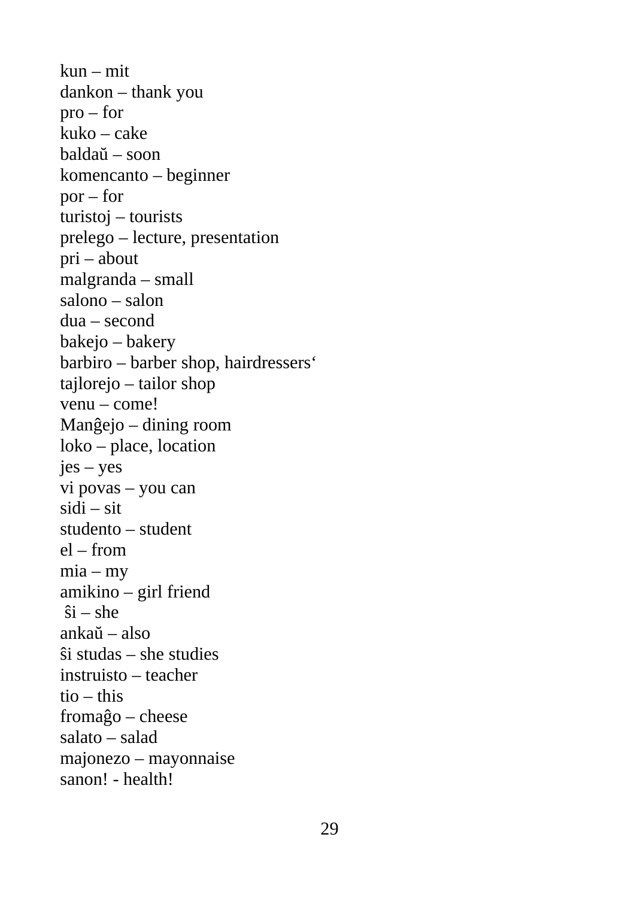kun – mit
dankon – thank you
pro – for
kuko – cake
baldaŭ – soon
komencanto – beginner
por – for
turistoj – tourists
prelego – lecture, presentation
pri – about
malgranda – small
salono – salon
dua – second
bakejo – bakery
barbiro – barber shop, hairdressers‘
tajlorejo – tailor shop
venu – come!
Manĝejo – dining room
loko – place, location
jes – yes
vi povas – you can
sidi – sit
studento – student
el – from
mia – my
amikino – girl friend
ŝi – she
ankaŭ – also
ŝi studas – she studies
instruisto – teacher
tio – this
fromaĝo – cheese
salato – salad
majonezo – mayonnaise
sanon! - health!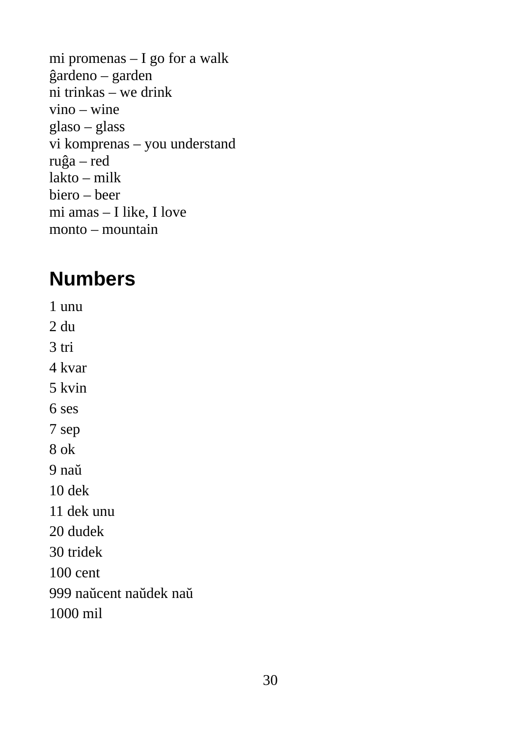mi promenas – I go for a walk  
ĝardeno – garden  
ni trinkas – we drink  
vino – wine  
glaso – glass  
vi komprenas – you understand  
ruĝa – red  
lakto – milk  
biero – beer  
mi amas – I like, I love  
monto – mountain

## Numbers

1 unu

2 du

3 tri

4 kvar

5 kvin

6 ses

7 sep

8 ok

9 naŭ

10 dek

11 dek unu

20 dudek

30 tridek

100 cent

999 naŭcent naŭdek naŭ

1000 mil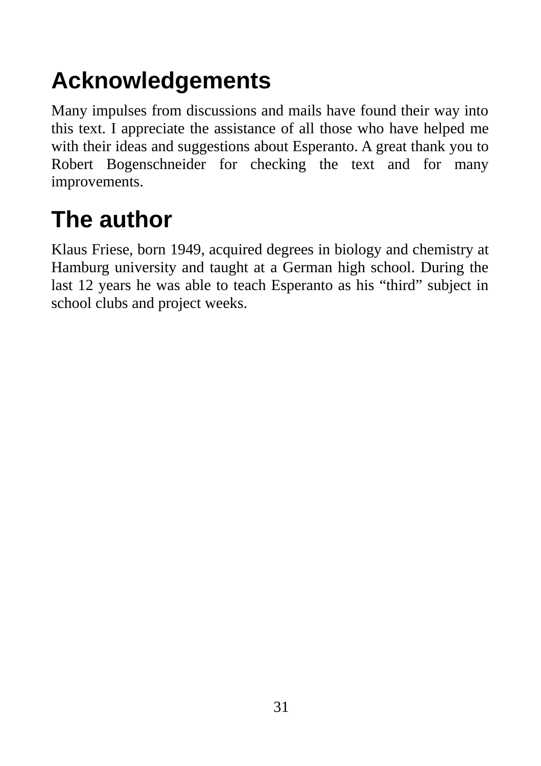# Acknowledgements

Many impulses from discussions and mails have found their way into this text. I appreciate the assistance of all those who have helped me with their ideas and suggestions about Esperanto. A great thank you to Robert Bogenschneider for checking the text and for many improvements.

# The author

Klaus Friese, born 1949, acquired degrees in biology and chemistry at Hamburg university and taught at a German high school. During the last 12 years he was able to teach Esperanto as his “third” subject in school clubs and project weeks.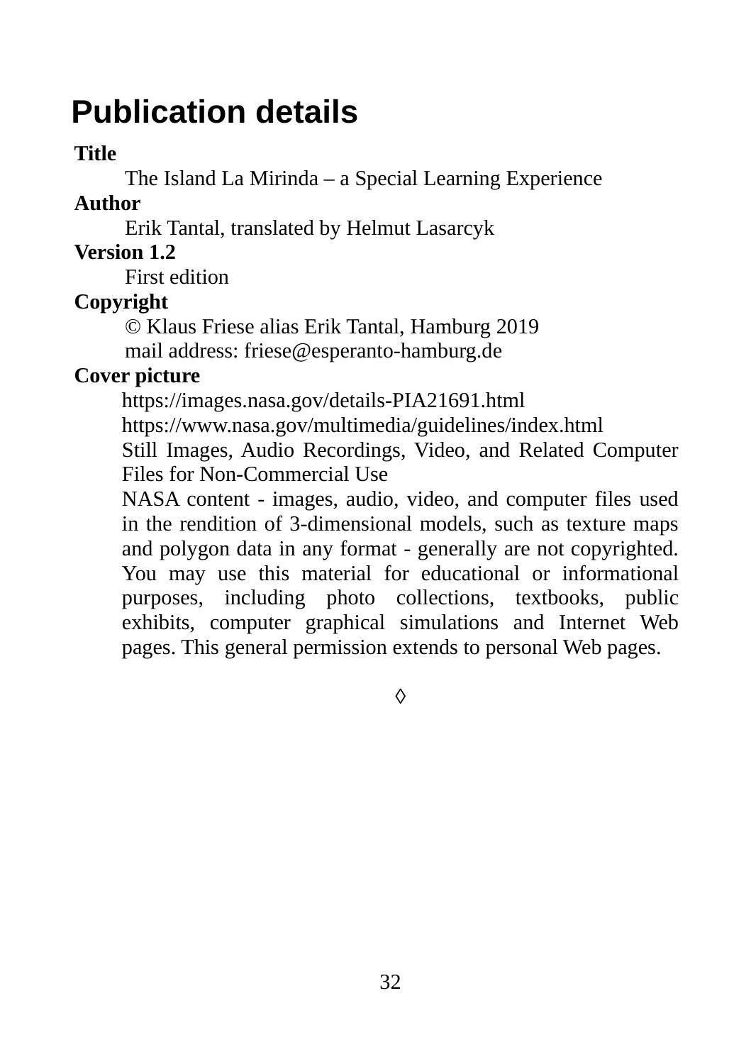# Publication details

**Title**

The Island La Mirinda – a Special Learning Experience

**Author**

Erik Tantal, translated by Helmut Lasarcyk

**Version 1.2**

First edition

**Copyright**

© Klaus Friese alias Erik Tantal, Hamburg 2019
mail address: friese@esperanto-hamburg.de

**Cover picture**

https://images.nasa.gov/details-PIA21691.html
https://www.nasa.gov/multimedia/guidelines/index.html
Still Images, Audio Recordings, Video, and Related Computer Files for Non-Commercial Use
NASA content - images, audio, video, and computer files used in the rendition of 3-dimensional models, such as texture maps and polygon data in any format - generally are not copyrighted. You may use this material for educational or informational purposes, including photo collections, textbooks, public exhibits, computer graphical simulations and Internet Web pages. This general permission extends to personal Web pages.

◊